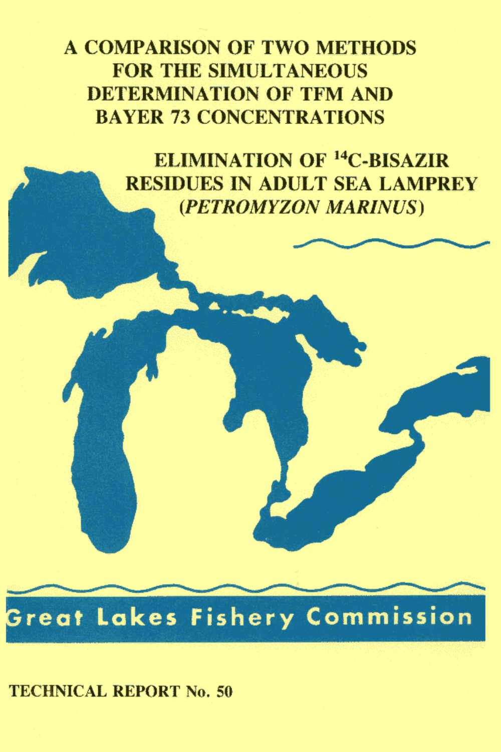# A COMPARISON OF TWO METHODS FOR THE SIMULTANEOUS DETERMINATION OF TFM AND BAYER 73 CONCENTRATIONS

# ELIMINATION OF $^{14}C$-BISAZIR RESIDUES IN ADULT SEA LAMPREY (*PETROMYZON MARINUS*)

Great Lakes Fishery Commission

TECHNICAL REPORT No. 50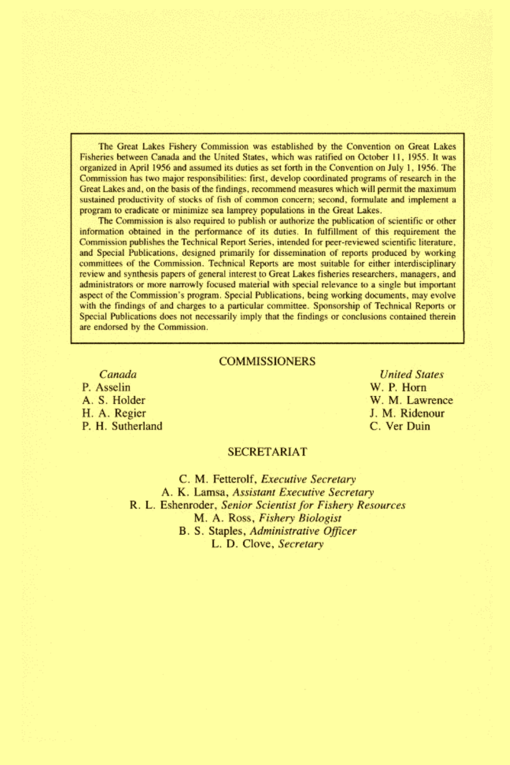The Great Lakes Fishery Commission was established by the Convention on Great Lakes Fisheries between Canada and the United States, which was ratified on October 11, 1955. It was organized in April 1956 and assumed its duties as set forth in the Convention on July 1, 1956. The Commission has two major responsibilities: first, develop coordinated programs of research in the Great Lakes and, on the basis of the findings, recommend measures which will permit the maximum sustained productivity of stocks of fish of common concern; second, formulate and implement a program to eradicate or minimize sea lamprey populations in the Great Lakes.

The Commission is also required to publish or authorize the publication of scientific or other information obtained in the performance of its duties. In fulfillment of this requirement the Commission publishes the Technical Report Series, intended for peer-reviewed scientific literature, and Special Publications, designed primarily for dissemination of reports produced by working committees of the Commission. Technical Reports are most suitable for either interdisciplinary review and synthesis papers of general interest to Great Lakes fisheries researchers, managers, and administrators or more narrowly focused material with special relevance to a single but important aspect of the Commission's program. Special Publications, being working documents, may evolve with the findings of and charges to a particular committee. Sponsorship of Technical Reports or Special Publications does not necessarily imply that the findings or conclusions contained therein are endorsed by the Commission.

## COMMISSIONERS

| *Canada* | *United States* |
|---|---|
| P. Asselin | W. P. Horn |
| A. S. Holder | W. M. Lawrence |
| H. A. Regier | J. M. Ridenour |
| P. H. Sutherland | C. Ver Duin |

## SECRETARIAT

C. M. Fetterolf, *Executive Secretary*
A. K. Lamsa, *Assistant Executive Secretary*
R. L. Eshenroder, *Senior Scientist for Fishery Resources*
M. A. Ross, *Fishery Biologist*
B. S. Staples, *Administrative Officer*
L. D. Clove, *Secretary*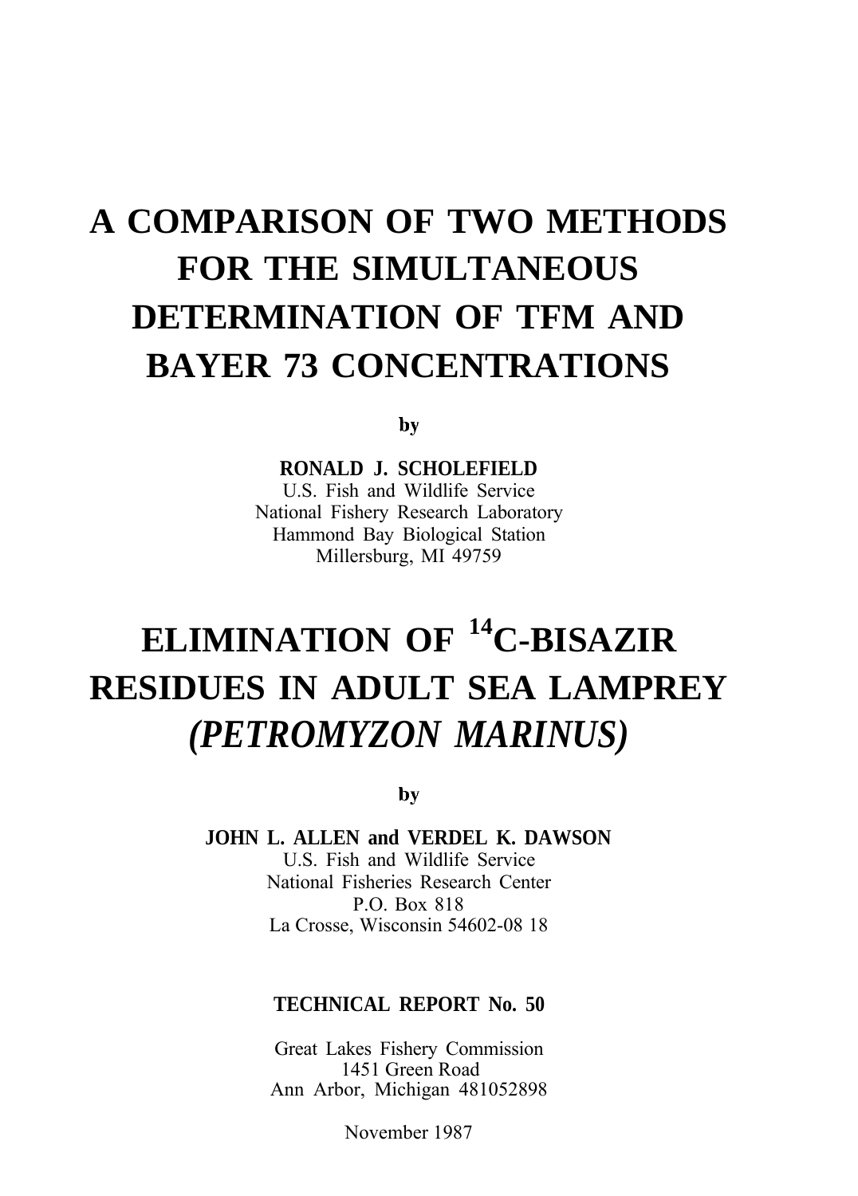# A COMPARISON OF TWO METHODS FOR THE SIMULTANEOUS DETERMINATION OF TFM AND BAYER 73 CONCENTRATIONS

by

**RONALD J. SCHOLEFIELD**
U.S. Fish and Wildlife Service
National Fishery Research Laboratory
Hammond Bay Biological Station
Millersburg, MI 49759

# ELIMINATION OF $^{14}$C-BISAZIR RESIDUES IN ADULT SEA LAMPREY *(PETROMYZON MARINUS)*

by

**JOHN L. ALLEN and VERDEL K. DAWSON**
U.S. Fish and Wildlife Service
National Fisheries Research Center
P.O. Box 818
La Crosse, Wisconsin 54602-08 18

**TECHNICAL REPORT No. 50**

Great Lakes Fishery Commission
1451 Green Road
Ann Arbor, Michigan 481052898

November 1987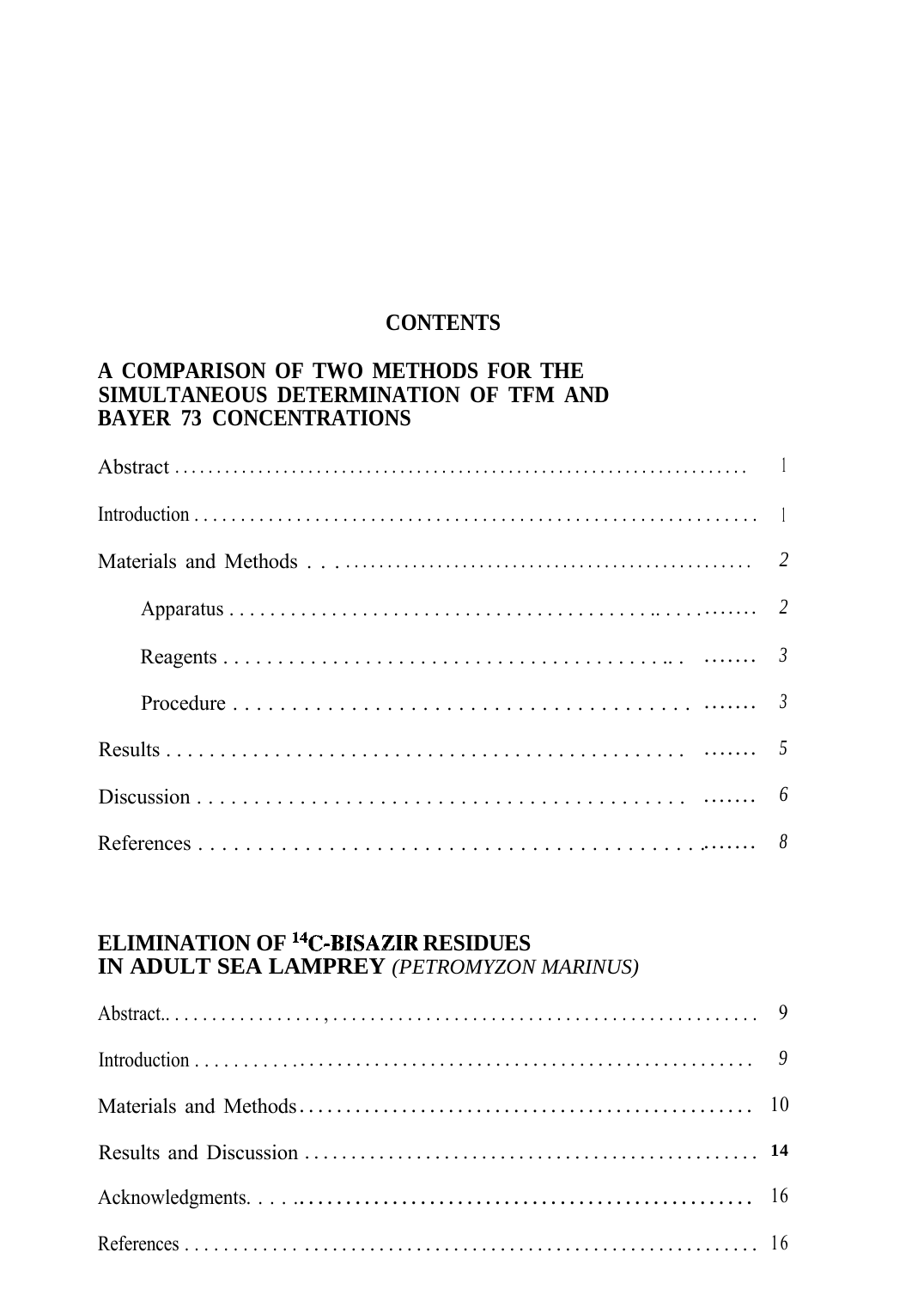# CONTENTS

## A COMPARISON OF TWO METHODS FOR THE SIMULTANEOUS DETERMINATION OF TFM AND BAYER 73 CONCENTRATIONS

Abstract . . . . . . . . . . . . . . . . . . . . . . . . . . . . . . . . . . . . . . . . . . . . . . . . . . . . . . . . . . . . . . . . 1

Introduction . . . . . . . . . . . . . . . . . . . . . . . . . . . . . . . . . . . . . . . . . . . . . . . . . . . . . . . . . . . . . . 1

Materials and Methods . . . . . . . . . . . . . . . . . . . . . . . . . . . . . . . . . . . . . . . . . . . . . . . . . . . . 2

- Apparatus . . . . . . . . . . . . . . . . . . . . . . . . . . . . . . . . . . . . . . . . . . . . . . . . . . . . . 2
- Reagents . . . . . . . . . . . . . . . . . . . . . . . . . . . . . . . . . . . . . . . . . . . . . . . . . . . . . . 3
- Procedure . . . . . . . . . . . . . . . . . . . . . . . . . . . . . . . . . . . . . . . . . . . . . . . . . . . . . 3

Results . . . . . . . . . . . . . . . . . . . . . . . . . . . . . . . . . . . . . . . . . . . . . . . . . . . . . . . . . . . . . . . . 5

Discussion . . . . . . . . . . . . . . . . . . . . . . . . . . . . . . . . . . . . . . . . . . . . . . . . . . . . . . . . . . . . . 6

References . . . . . . . . . . . . . . . . . . . . . . . . . . . . . . . . . . . . . . . . . . . . . . . . . . . . . . . . . . . . . 8

## ELIMINATION OF $^{14}$C-BISAZIR RESIDUES IN ADULT SEA LAMPREY *(PETROMYZON MARINUS)*

Abstract . . . . . . . . . . . . . . . . . . . . . . . . . . . . . . . . . . . . . . . . . . . . . . . . . . . . . . . . . . . . . . . . 9

Introduction . . . . . . . . . . . . . . . . . . . . . . . . . . . . . . . . . . . . . . . . . . . . . . . . . . . . . . . . . . . . . . 9

Materials and Methods . . . . . . . . . . . . . . . . . . . . . . . . . . . . . . . . . . . . . . . . . . . . . . . . . . . . 10

Results and Discussion . . . . . . . . . . . . . . . . . . . . . . . . . . . . . . . . . . . . . . . . . . . . . . . . . . . . 14

Acknowledgments . . . . . . . . . . . . . . . . . . . . . . . . . . . . . . . . . . . . . . . . . . . . . . . . . . . . . . . . 16

References . . . . . . . . . . . . . . . . . . . . . . . . . . . . . . . . . . . . . . . . . . . . . . . . . . . . . . . . . . . . . 16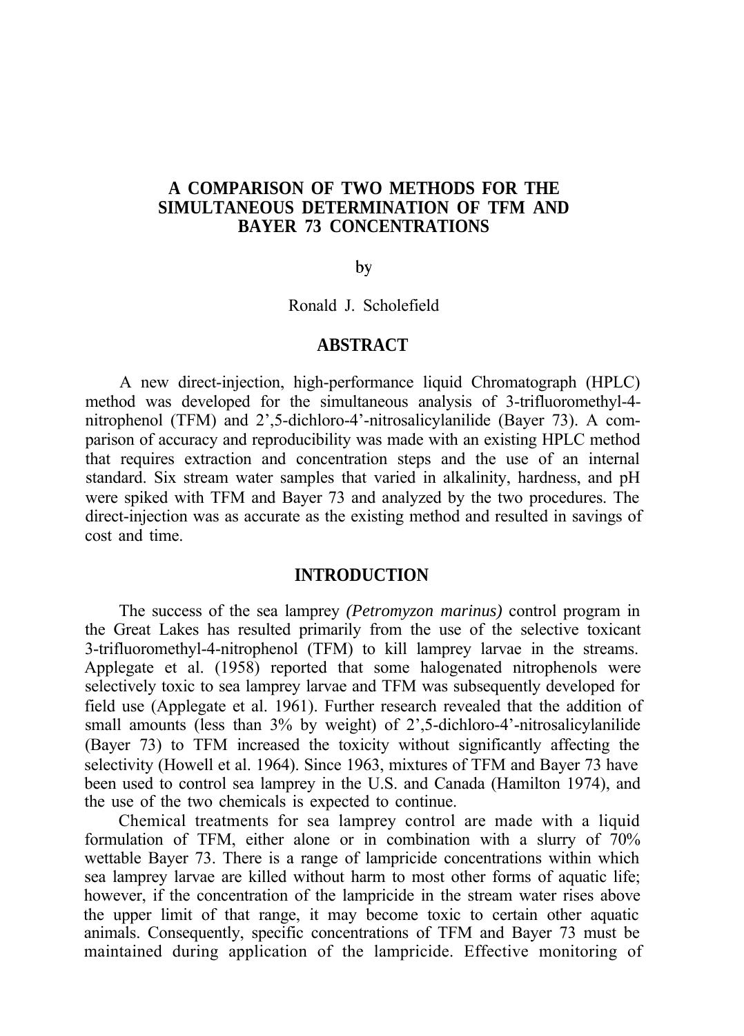# A COMPARISON OF TWO METHODS FOR THE SIMULTANEOUS DETERMINATION OF TFM AND BAYER 73 CONCENTRATIONS

by

Ronald J. Scholefield

## ABSTRACT

A new direct-injection, high-performance liquid Chromatograph (HPLC) method was developed for the simultaneous analysis of 3-trifluoromethyl-4-nitrophenol (TFM) and 2',5-dichloro-4'-nitrosalicylanilide (Bayer 73). A comparison of accuracy and reproducibility was made with an existing HPLC method that requires extraction and concentration steps and the use of an internal standard. Six stream water samples that varied in alkalinity, hardness, and pH were spiked with TFM and Bayer 73 and analyzed by the two procedures. The direct-injection was as accurate as the existing method and resulted in savings of cost and time.

## INTRODUCTION

The success of the sea lamprey *(Petromyzon marinus)* control program in the Great Lakes has resulted primarily from the use of the selective toxicant 3-trifluoromethyl-4-nitrophenol (TFM) to kill lamprey larvae in the streams. Applegate et al. (1958) reported that some halogenated nitrophenols were selectively toxic to sea lamprey larvae and TFM was subsequently developed for field use (Applegate et al. 1961). Further research revealed that the addition of small amounts (less than 3% by weight) of 2',5-dichloro-4'-nitrosalicylanilide (Bayer 73) to TFM increased the toxicity without significantly affecting the selectivity (Howell et al. 1964). Since 1963, mixtures of TFM and Bayer 73 have been used to control sea lamprey in the U.S. and Canada (Hamilton 1974), and the use of the two chemicals is expected to continue.

Chemical treatments for sea lamprey control are made with a liquid formulation of TFM, either alone or in combination with a slurry of 70% wettable Bayer 73. There is a range of lampricide concentrations within which sea lamprey larvae are killed without harm to most other forms of aquatic life; however, if the concentration of the lampricide in the stream water rises above the upper limit of that range, it may become toxic to certain other aquatic animals. Consequently, specific concentrations of TFM and Bayer 73 must be maintained during application of the lampricide. Effective monitoring of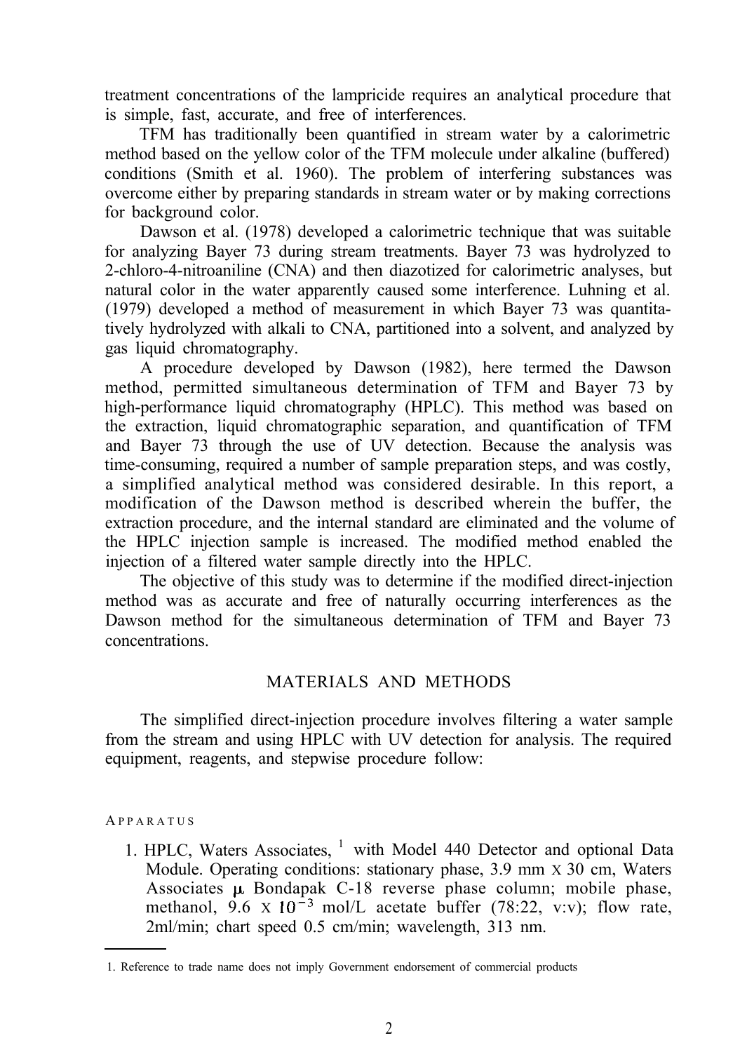treatment concentrations of the lampricide requires an analytical procedure that is simple, fast, accurate, and free of interferences.

TFM has traditionally been quantified in stream water by a calorimetric method based on the yellow color of the TFM molecule under alkaline (buffered) conditions (Smith et al. 1960). The problem of interfering substances was overcome either by preparing standards in stream water or by making corrections for background color.

Dawson et al. (1978) developed a calorimetric technique that was suitable for analyzing Bayer 73 during stream treatments. Bayer 73 was hydrolyzed to 2-chloro-4-nitroaniline (CNA) and then diazotized for calorimetric analyses, but natural color in the water apparently caused some interference. Luhning et al. (1979) developed a method of measurement in which Bayer 73 was quantitatively hydrolyzed with alkali to CNA, partitioned into a solvent, and analyzed by gas liquid chromatography.

A procedure developed by Dawson (1982), here termed the Dawson method, permitted simultaneous determination of TFM and Bayer 73 by high-performance liquid chromatography (HPLC). This method was based on the extraction, liquid chromatographic separation, and quantification of TFM and Bayer 73 through the use of UV detection. Because the analysis was time-consuming, required a number of sample preparation steps, and was costly, a simplified analytical method was considered desirable. In this report, a modification of the Dawson method is described wherein the buffer, the extraction procedure, and the internal standard are eliminated and the volume of the HPLC injection sample is increased. The modified method enabled the injection of a filtered water sample directly into the HPLC.

The objective of this study was to determine if the modified direct-injection method was as accurate and free of naturally occurring interferences as the Dawson method for the simultaneous determination of TFM and Bayer 73 concentrations.

## MATERIALS AND METHODS

The simplified direct-injection procedure involves filtering a water sample from the stream and using HPLC with UV detection for analysis. The required equipment, reagents, and stepwise procedure follow:

### APPARATUS

1. HPLC, Waters Associates,[1] with Model 440 Detector and optional Data Module. Operating conditions: stationary phase, 3.9 mm X 30 cm, Waters Associates $\mu$ Bondapak C-18 reverse phase column; mobile phase, methanol, $9.6 \times 10^{-3}$ mol/L acetate buffer (78:22, v:v); flow rate, 2ml/min; chart speed 0.5 cm/min; wavelength, 313 nm.

---

1. Reference to trade name does not imply Government endorsement of commercial products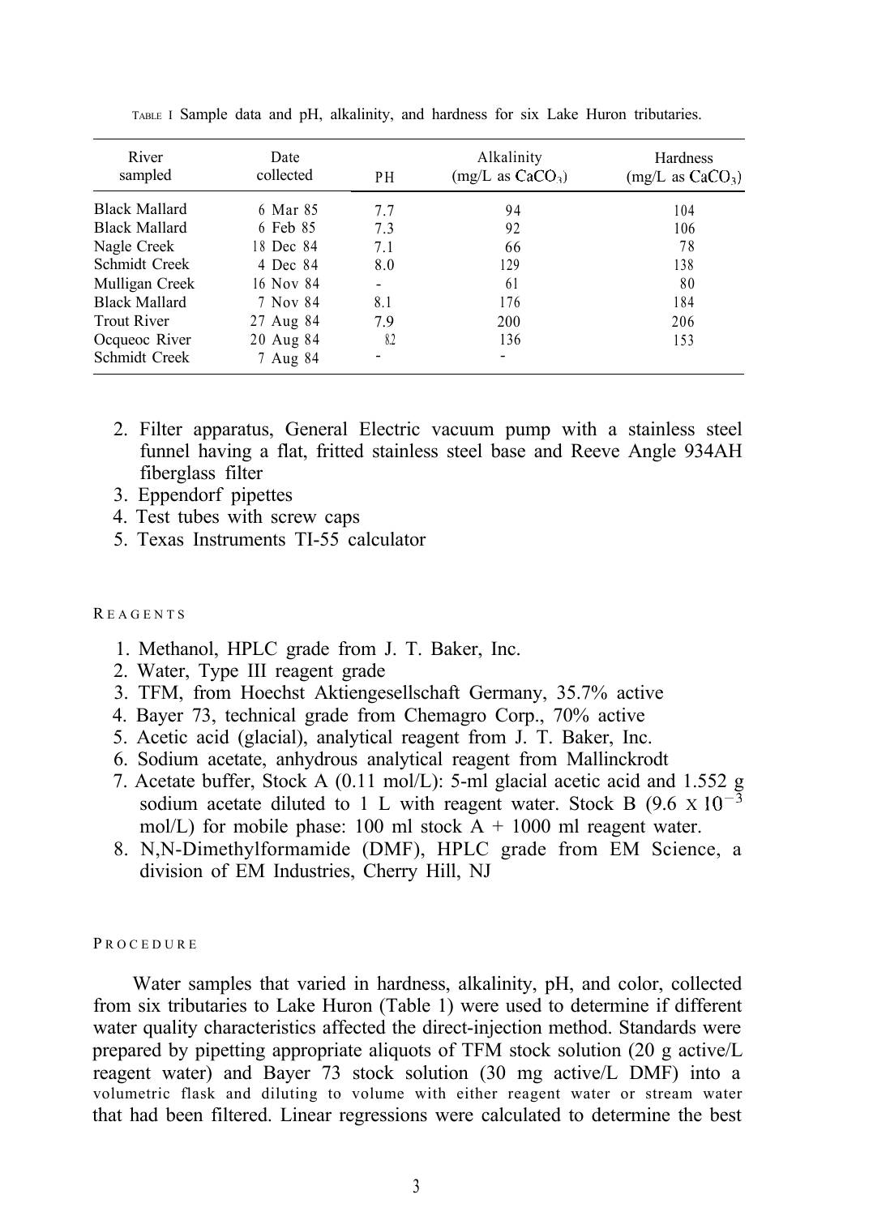TABLE 1 Sample data and pH, alkalinity, and hardness for six Lake Huron tributaries.

| River sampled | Date collected | PH | Alkalinity (mg/L as $CaCO_3$) | Hardness (mg/L as $CaCO_3$) |
|---|---|---|---|---|
| Black Mallard | 6 Mar 85 | 7.7 | 94 | 104 |
| Black Mallard | 6 Feb 85 | 7.3 | 92 | 106 |
| Nagle Creek | 18 Dec 84 | 7.1 | 66 | 78 |
| Schmidt Creek | 4 Dec 84 | 8.0 | 129 | 138 |
| Mulligan Creek | 16 Nov 84 | - | 61 | 80 |
| Black Mallard | 7 Nov 84 | 8.1 | 176 | 184 |
| Trout River | 27 Aug 84 | 7.9 | 200 | 206 |
| Ocqueoc River | 20 Aug 84 | 8.2 | 136 | 153 |
| Schmidt Creek | 7 Aug 84 | - | - | |

2. Filter apparatus, General Electric vacuum pump with a stainless steel funnel having a flat, fritted stainless steel base and Reeve Angle 934AH fiberglass filter
3. Eppendorf pipettes
4. Test tubes with screw caps
5. Texas Instruments TI-55 calculator

REAGENTS

1. Methanol, HPLC grade from J. T. Baker, Inc.
2. Water, Type III reagent grade
3. TFM, from Hoechst Aktiengesellschaft Germany, 35.7% active
4. Bayer 73, technical grade from Chemagro Corp., 70% active
5. Acetic acid (glacial), analytical reagent from J. T. Baker, Inc.
6. Sodium acetate, anhydrous analytical reagent from Mallinckrodt
7. Acetate buffer, Stock A (0.11 mol/L): 5-ml glacial acetic acid and 1.552 g sodium acetate diluted to 1 L with reagent water. Stock B ($9.6 \times 10^{-3}$ mol/L) for mobile phase: 100 ml stock A + 1000 ml reagent water.
8. N,N-Dimethylformamide (DMF), HPLC grade from EM Science, a division of EM Industries, Cherry Hill, NJ

PROCEDURE

Water samples that varied in hardness, alkalinity, pH, and color, collected from six tributaries to Lake Huron (Table 1) were used to determine if different water quality characteristics affected the direct-injection method. Standards were prepared by pipetting appropriate aliquots of TFM stock solution (20 g active/L reagent water) and Bayer 73 stock solution (30 mg active/L DMF) into a volumetric flask and diluting to volume with either reagent water or stream water that had been filtered. Linear regressions were calculated to determine the best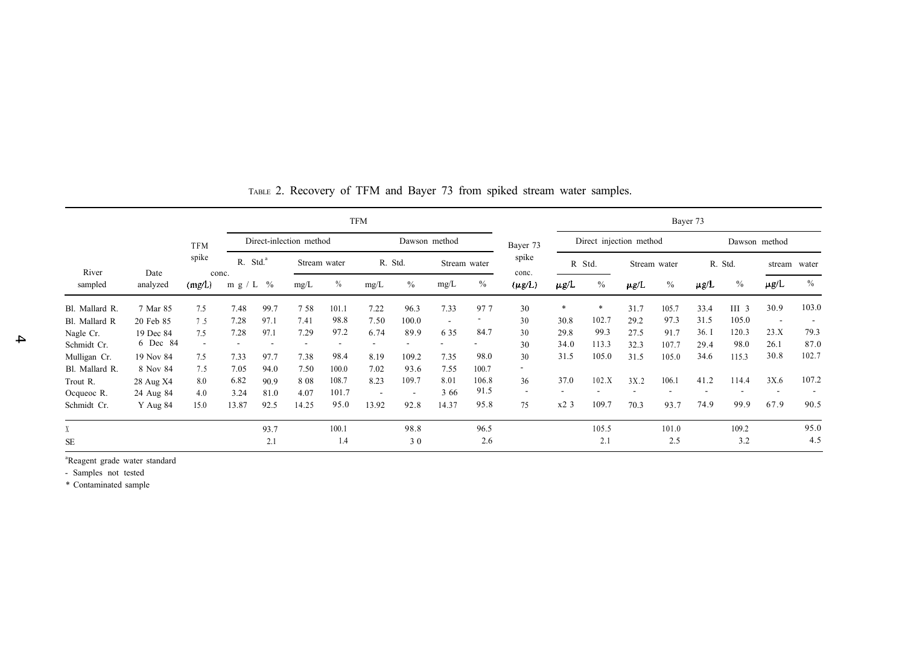TABLE 2. Recovery of TFM and Bayer 73 from spiked stream water samples.

| River sampled | Date analyzed | TFM spike conc. (mg/L) | TFM Direct-inlection method R. Std.[a] mg/L | % | Stream water mg/L | % | TFM Dawson method R. Std. mg/L | % | Stream water mg/L | % | Bayer 73 spike conc. (μg/L) | Bayer 73 Direct injection method R Std. μg/L | % | Stream water μg/L | % | Bayer 73 Dawson method R. Std. μg/L | % | stream water μg/L | % |
|---|---|---|---|---|---|---|---|---|---|---|---|---|---|---|---|---|---|---|---|
| Bl. Mallard R. | 7 Mar 85 | 7.5 | 7.48 | 99.7 | 7 58 | 101.1 | 7.22 | 96.3 | 7.33 | 97 7 | 30 | * | * | 31.7 | 105.7 | 33.4 | III 3 | 30.9 | 103.0 |
| Bl. Mallard R | 20 Feb 85 | 7 .5 | 7.28 | 97.1 | 7.41 | 98.8 | 7.50 | 100.0 | - | - | 30 | 30.8 | 102.7 | 29.2 | 97.3 | 31.5 | 105.0 | - | - |
| Nagle Cr. | 19 Dec 84 | 7.5 | 7.28 | 97.1 | 7.29 | 97.2 | 6.74 | 89.9 | 6 35 | 84.7 | 30 | 29.8 | 99.3 | 27.5 | 91.7 | 36. 1 | 120.3 | 23.X | 79.3 |
| Schmidt Cr. | 6 Dec 84 | - | - | - | - | - | - | - | - | - | 30 | 34.0 | 113.3 | 32.3 | 107.7 | 29.4 | 98.0 | 26.1 | 87.0 |
| Mulligan Cr. | 19 Nov 84 | 7.5 | 7.33 | 97.7 | 7.38 | 98.4 | 8.19 | 109.2 | 7.35 | 98.0 | 30 | 31.5 | 105.0 | 31.5 | 105.0 | 34.6 | 115.3 | 30.8 | 102.7 |
| Bl. Mallard R. | 8 Nov 84 | 7.5 | 7.05 | 94.0 | 7.50 | 100.0 | 7.02 | 93.6 | 7.55 | 100.7 | - | | | | | | | | |
| Trout R. | 28 Aug X4 | 8.0 | 6.82 | 90.9 | 8 08 | 108.7 | 8.23 | 109.7 | 8.01 | 106.8 | 36 | 37.0 | 102.X | 3X.2 | 106.1 | 41.2 | 114.4 | 3X.6 | 107.2 |
| Ocqueoc R. | 24 Aug 84 | 4.0 | 3.24 | 81.0 | 4.07 | 101.7 | - | - | 3 66 | 91.5 | - | - | - | - | - | - | - | - | - |
| Schmidt Cr. | Y Aug 84 | 15.0 | 13.87 | 92.5 | 14.25 | 95.0 | 13.92 | 92.8 | 14.37 | 95.8 | 75 | x2 3 | 109.7 | 70.3 | 93.7 | 74.9 | 99.9 | 67.9 | 90.5 |
| X | | | | 93.7 | | 100.1 | | 98.8 | | 96.5 | | | 105.5 | | 101.0 | | 109.2 | | 95.0 |
| SE | | | | 2.1 | | 1.4 | | 3 0 | | 2.6 | | | 2.1 | | 2.5 | | 3.2 | | 4.5 |

[a]Reagent grade water standard

- Samples not tested

* Contaminated sample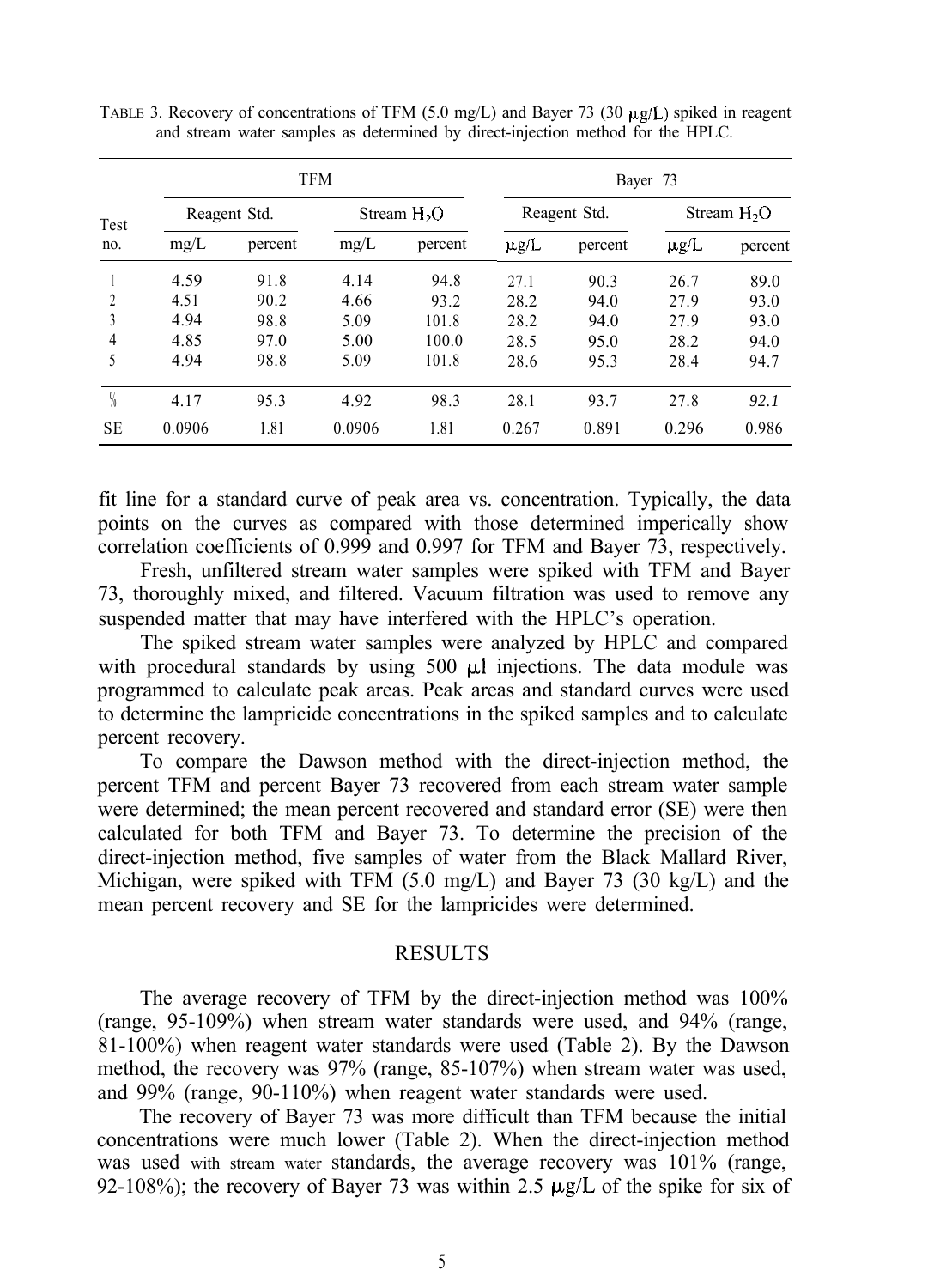TABLE 3. Recovery of concentrations of TFM (5.0 mg/L) and Bayer 73 (30 μg/L) spiked in reagent and stream water samples as determined by direct-injection method for the HPLC.

| Test no. | TFM | | | | Bayer 73 | | | |
|---|---|---|---|---|---|---|---|---|
| | Reagent Std. | | Stream $H_2O$ | | Reagent Std. | | Stream $H_2O$ | |
| | mg/L | percent | mg/L | percent | μg/L | percent | μg/L | percent |
| 1 | 4.59 | 91.8 | 4.14 | 94.8 | 27.1 | 90.3 | 26.7 | 89.0 |
| 2 | 4.51 | 90.2 | 4.66 | 93.2 | 28.2 | 94.0 | 27.9 | 93.0 |
| 3 | 4.94 | 98.8 | 5.09 | 101.8 | 28.2 | 94.0 | 27.9 | 93.0 |
| 4 | 4.85 | 97.0 | 5.00 | 100.0 | 28.5 | 95.0 | 28.2 | 94.0 |
| 5 | 4.94 | 98.8 | 5.09 | 101.8 | 28.6 | 95.3 | 28.4 | 94.7 |
| % | 4.17 | 95.3 | 4.92 | 98.3 | 28.1 | 93.7 | 27.8 | 92.1 |
| SE | 0.0906 | 1.81 | 0.0906 | 1.81 | 0.267 | 0.891 | 0.296 | 0.986 |

fit line for a standard curve of peak area vs. concentration. Typically, the data points on the curves as compared with those determined imperically show correlation coefficients of 0.999 and 0.997 for TFM and Bayer 73, respectively.

Fresh, unfiltered stream water samples were spiked with TFM and Bayer 73, thoroughly mixed, and filtered. Vacuum filtration was used to remove any suspended matter that may have interfered with the HPLC's operation.

The spiked stream water samples were analyzed by HPLC and compared with procedural standards by using 500 μl injections. The data module was programmed to calculate peak areas. Peak areas and standard curves were used to determine the lampricide concentrations in the spiked samples and to calculate percent recovery.

To compare the Dawson method with the direct-injection method, the percent TFM and percent Bayer 73 recovered from each stream water sample were determined; the mean percent recovered and standard error (SE) were then calculated for both TFM and Bayer 73. To determine the precision of the direct-injection method, five samples of water from the Black Mallard River, Michigan, were spiked with TFM (5.0 mg/L) and Bayer 73 (30 kg/L) and the mean percent recovery and SE for the lampricides were determined.

## RESULTS

The average recovery of TFM by the direct-injection method was 100% (range, 95-109%) when stream water standards were used, and 94% (range, 81-100%) when reagent water standards were used (Table 2). By the Dawson method, the recovery was 97% (range, 85-107%) when stream water was used, and 99% (range, 90-110%) when reagent water standards were used.

The recovery of Bayer 73 was more difficult than TFM because the initial concentrations were much lower (Table 2). When the direct-injection method was used with stream water standards, the average recovery was 101% (range, 92-108%); the recovery of Bayer 73 was within 2.5 μg/L of the spike for six of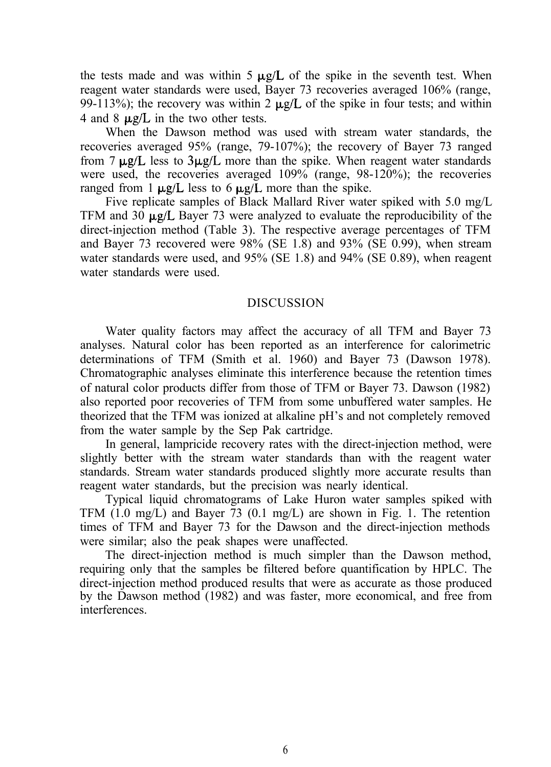the tests made and was within 5 μg/L of the spike in the seventh test. When reagent water standards were used, Bayer 73 recoveries averaged 106% (range, 99-113%); the recovery was within 2 μg/L of the spike in four tests; and within 4 and 8 μg/L in the two other tests.

When the Dawson method was used with stream water standards, the recoveries averaged 95% (range, 79-107%); the recovery of Bayer 73 ranged from 7 μg/L less to 3μg/L more than the spike. When reagent water standards were used, the recoveries averaged 109% (range, 98-120%); the recoveries ranged from 1 μg/L less to 6 μg/L more than the spike.

Five replicate samples of Black Mallard River water spiked with 5.0 mg/L TFM and 30 μg/L Bayer 73 were analyzed to evaluate the reproducibility of the direct-injection method (Table 3). The respective average percentages of TFM and Bayer 73 recovered were 98% (SE 1.8) and 93% (SE 0.99), when stream water standards were used, and 95% (SE 1.8) and 94% (SE 0.89), when reagent water standards were used.

## DISCUSSION

Water quality factors may affect the accuracy of all TFM and Bayer 73 analyses. Natural color has been reported as an interference for calorimetric determinations of TFM (Smith et al. 1960) and Bayer 73 (Dawson 1978). Chromatographic analyses eliminate this interference because the retention times of natural color products differ from those of TFM or Bayer 73. Dawson (1982) also reported poor recoveries of TFM from some unbuffered water samples. He theorized that the TFM was ionized at alkaline pH's and not completely removed from the water sample by the Sep Pak cartridge.

In general, lampricide recovery rates with the direct-injection method, were slightly better with the stream water standards than with the reagent water standards. Stream water standards produced slightly more accurate results than reagent water standards, but the precision was nearly identical.

Typical liquid chromatograms of Lake Huron water samples spiked with TFM (1.0 mg/L) and Bayer 73 (0.1 mg/L) are shown in Fig. 1. The retention times of TFM and Bayer 73 for the Dawson and the direct-injection methods were similar; also the peak shapes were unaffected.

The direct-injection method is much simpler than the Dawson method, requiring only that the samples be filtered before quantification by HPLC. The direct-injection method produced results that were as accurate as those produced by the Dawson method (1982) and was faster, more economical, and free from interferences.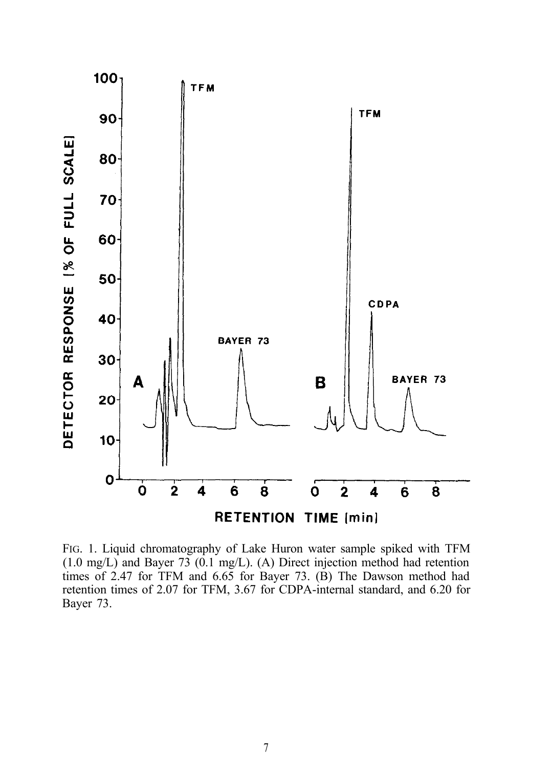FIG. 1. Liquid chromatography of Lake Huron water sample spiked with TFM (1.0 mg/L) and Bayer 73 (0.1 mg/L). (A) Direct injection method had retention times of 2.47 for TFM and 6.65 for Bayer 73. (B) The Dawson method had retention times of 2.07 for TFM, 3.67 for CDPA-internal standard, and 6.20 for Bayer 73.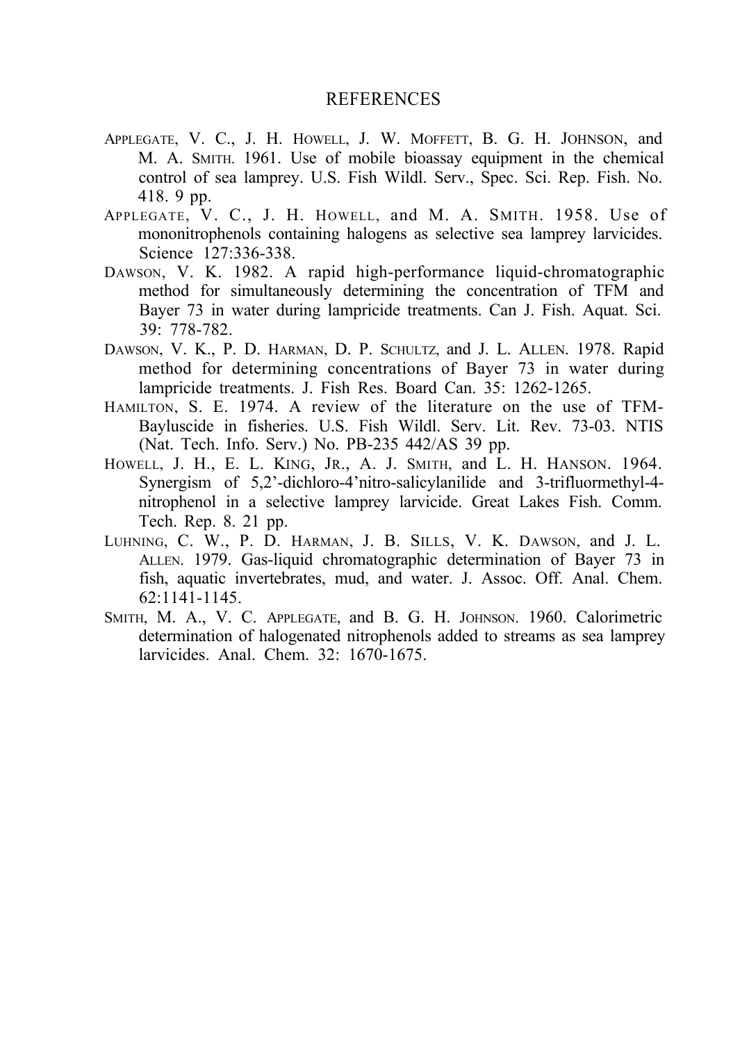## REFERENCES

APPLEGATE, V. C., J. H. HOWELL, J. W. MOFFETT, B. G. H. JOHNSON, and M. A. SMITH. 1961. Use of mobile bioassay equipment in the chemical control of sea lamprey. U.S. Fish Wildl. Serv., Spec. Sci. Rep. Fish. No. 418. 9 pp.

APPLEGATE, V. C., J. H. HOWELL, and M. A. SMITH. 1958. Use of mononitrophenols containing halogens as selective sea lamprey larvicides. Science 127:336-338.

DAWSON, V. K. 1982. A rapid high-performance liquid-chromatographic method for simultaneously determining the concentration of TFM and Bayer 73 in water during lampricide treatments. Can J. Fish. Aquat. Sci. 39: 778-782.

DAWSON, V. K., P. D. HARMAN, D. P. SCHULTZ, and J. L. ALLEN. 1978. Rapid method for determining concentrations of Bayer 73 in water during lampricide treatments. J. Fish Res. Board Can. 35: 1262-1265.

HAMILTON, S. E. 1974. A review of the literature on the use of TFM-Bayluscide in fisheries. U.S. Fish Wildl. Serv. Lit. Rev. 73-03. NTIS (Nat. Tech. Info. Serv.) No. PB-235 442/AS 39 pp.

HOWELL, J. H., E. L. KING, JR., A. J. SMITH, and L. H. HANSON. 1964. Synergism of 5,2'-dichloro-4'nitro-salicylanilide and 3-trifluormethyl-4-nitrophenol in a selective lamprey larvicide. Great Lakes Fish. Comm. Tech. Rep. 8. 21 pp.

LUHNING, C. W., P. D. HARMAN, J. B. SILLS, V. K. DAWSON, and J. L. ALLEN. 1979. Gas-liquid chromatographic determination of Bayer 73 in fish, aquatic invertebrates, mud, and water. J. Assoc. Off. Anal. Chem. 62:1141-1145.

SMITH, M. A., V. C. APPLEGATE, and B. G. H. JOHNSON. 1960. Calorimetric determination of halogenated nitrophenols added to streams as sea lamprey larvicides. Anal. Chem. 32: 1670-1675.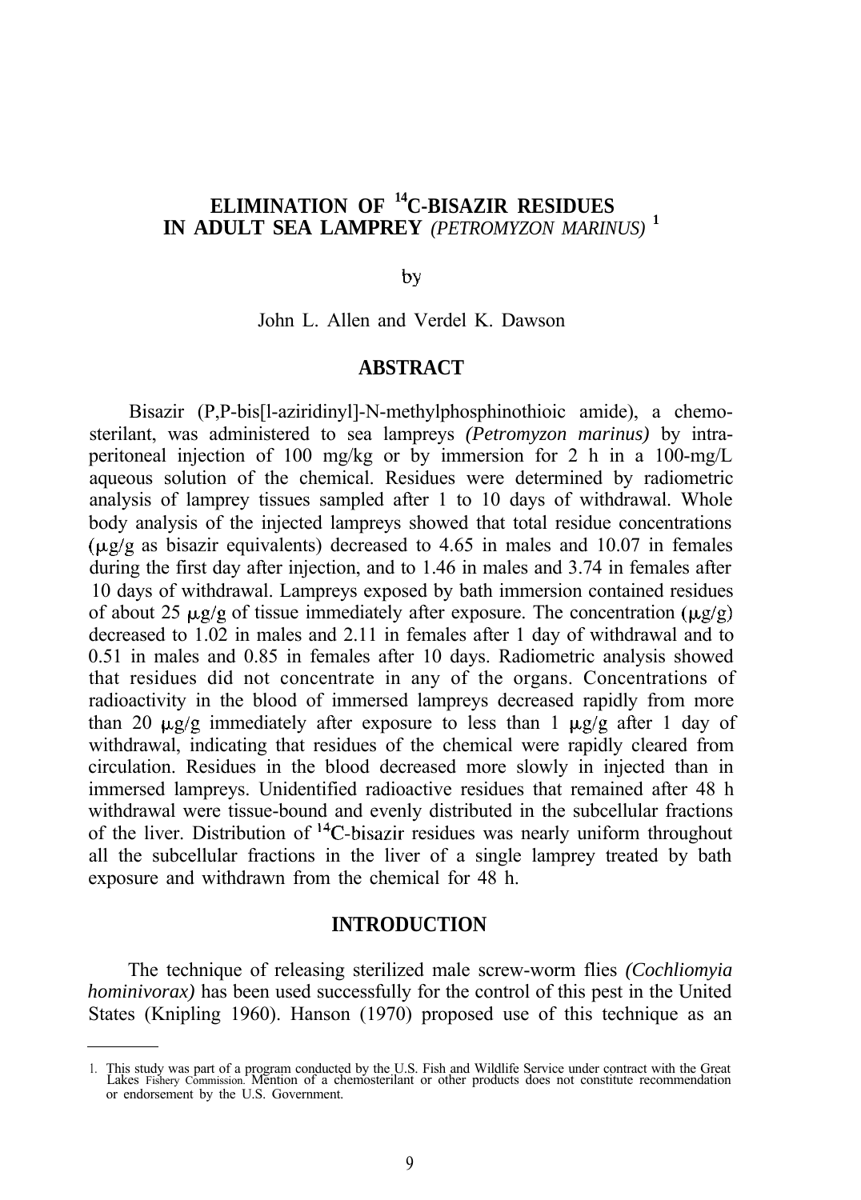# ELIMINATION OF $^{14}$C-BISAZIR RESIDUES IN ADULT SEA LAMPREY *(PETROMYZON MARINUS)* [1]

by

John L. Allen and Verdel K. Dawson

## ABSTRACT

Bisazir (P,P-bis[l-aziridinyl]-N-methylphosphinothioic amide), a chemosterilant, was administered to sea lampreys *(Petromyzon marinus)* by intraperitoneal injection of 100 mg/kg or by immersion for 2 h in a 100-mg/L aqueous solution of the chemical. Residues were determined by radiometric analysis of lamprey tissues sampled after 1 to 10 days of withdrawal. Whole body analysis of the injected lampreys showed that total residue concentrations (μg/g as bisazir equivalents) decreased to 4.65 in males and 10.07 in females during the first day after injection, and to 1.46 in males and 3.74 in females after 10 days of withdrawal. Lampreys exposed by bath immersion contained residues of about 25 μg/g of tissue immediately after exposure. The concentration (μg/g) decreased to 1.02 in males and 2.11 in females after 1 day of withdrawal and to 0.51 in males and 0.85 in females after 10 days. Radiometric analysis showed that residues did not concentrate in any of the organs. Concentrations of radioactivity in the blood of immersed lampreys decreased rapidly from more than 20 μg/g immediately after exposure to less than 1 μg/g after 1 day of withdrawal, indicating that residues of the chemical were rapidly cleared from circulation. Residues in the blood decreased more slowly in injected than in immersed lampreys. Unidentified radioactive residues that remained after 48 h withdrawal were tissue-bound and evenly distributed in the subcellular fractions of the liver. Distribution of $^{14}$C-bisazir residues was nearly uniform throughout all the subcellular fractions in the liver of a single lamprey treated by bath exposure and withdrawn from the chemical for 48 h.

## INTRODUCTION

The technique of releasing sterilized male screw-worm flies *(Cochliomyia hominivorax)* has been used successfully for the control of this pest in the United States (Knipling 1960). Hanson (1970) proposed use of this technique as an

---

1. This study was part of a program conducted by the U.S. Fish and Wildlife Service under contract with the Great Lakes Fishery Commission. Mention of a chemosterilant or other products does not constitute recommendation or endorsement by the U.S. Government.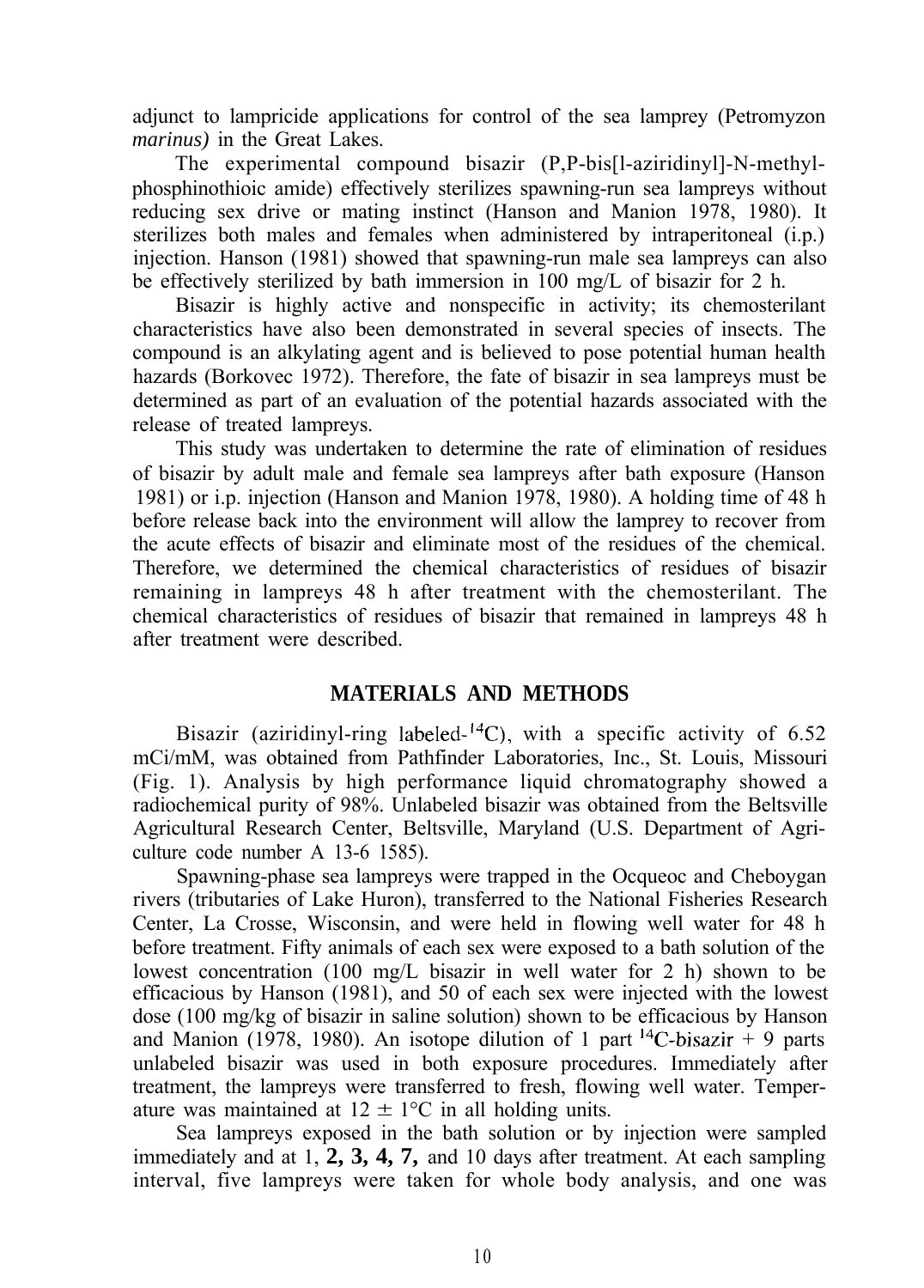adjunct to lampricide applications for control of the sea lamprey (Petromyzon *marinus)* in the Great Lakes.

The experimental compound bisazir (P,P-bis[l-aziridinyl]-N-methyl-phosphinothioic amide) effectively sterilizes spawning-run sea lampreys without reducing sex drive or mating instinct (Hanson and Manion 1978, 1980). It sterilizes both males and females when administered by intraperitoneal (i.p.) injection. Hanson (1981) showed that spawning-run male sea lampreys can also be effectively sterilized by bath immersion in 100 mg/L of bisazir for 2 h.

Bisazir is highly active and nonspecific in activity; its chemosterilant characteristics have also been demonstrated in several species of insects. The compound is an alkylating agent and is believed to pose potential human health hazards (Borkovec 1972). Therefore, the fate of bisazir in sea lampreys must be determined as part of an evaluation of the potential hazards associated with the release of treated lampreys.

This study was undertaken to determine the rate of elimination of residues of bisazir by adult male and female sea lampreys after bath exposure (Hanson 1981) or i.p. injection (Hanson and Manion 1978, 1980). A holding time of 48 h before release back into the environment will allow the lamprey to recover from the acute effects of bisazir and eliminate most of the residues of the chemical. Therefore, we determined the chemical characteristics of residues of bisazir remaining in lampreys 48 h after treatment with the chemosterilant. The chemical characteristics of residues of bisazir that remained in lampreys 48 h after treatment were described.

## MATERIALS AND METHODS

Bisazir (aziridinyl-ring labeled-$^{14}C$), with a specific activity of 6.52 mCi/mM, was obtained from Pathfinder Laboratories, Inc., St. Louis, Missouri (Fig. 1). Analysis by high performance liquid chromatography showed a radiochemical purity of 98%. Unlabeled bisazir was obtained from the Beltsville Agricultural Research Center, Beltsville, Maryland (U.S. Department of Agriculture code number A 13-6 1585).

Spawning-phase sea lampreys were trapped in the Ocqueoc and Cheboygan rivers (tributaries of Lake Huron), transferred to the National Fisheries Research Center, La Crosse, Wisconsin, and were held in flowing well water for 48 h before treatment. Fifty animals of each sex were exposed to a bath solution of the lowest concentration (100 mg/L bisazir in well water for 2 h) shown to be efficacious by Hanson (1981), and 50 of each sex were injected with the lowest dose (100 mg/kg of bisazir in saline solution) shown to be efficacious by Hanson and Manion (1978, 1980). An isotope dilution of 1 part $^{14}C$-bisazir + 9 parts unlabeled bisazir was used in both exposure procedures. Immediately after treatment, the lampreys were transferred to fresh, flowing well water. Temperature was maintained at $12 \pm 1$°C in all holding units.

Sea lampreys exposed in the bath solution or by injection were sampled immediately and at 1, 2, 3, 4, 7, and 10 days after treatment. At each sampling interval, five lampreys were taken for whole body analysis, and one was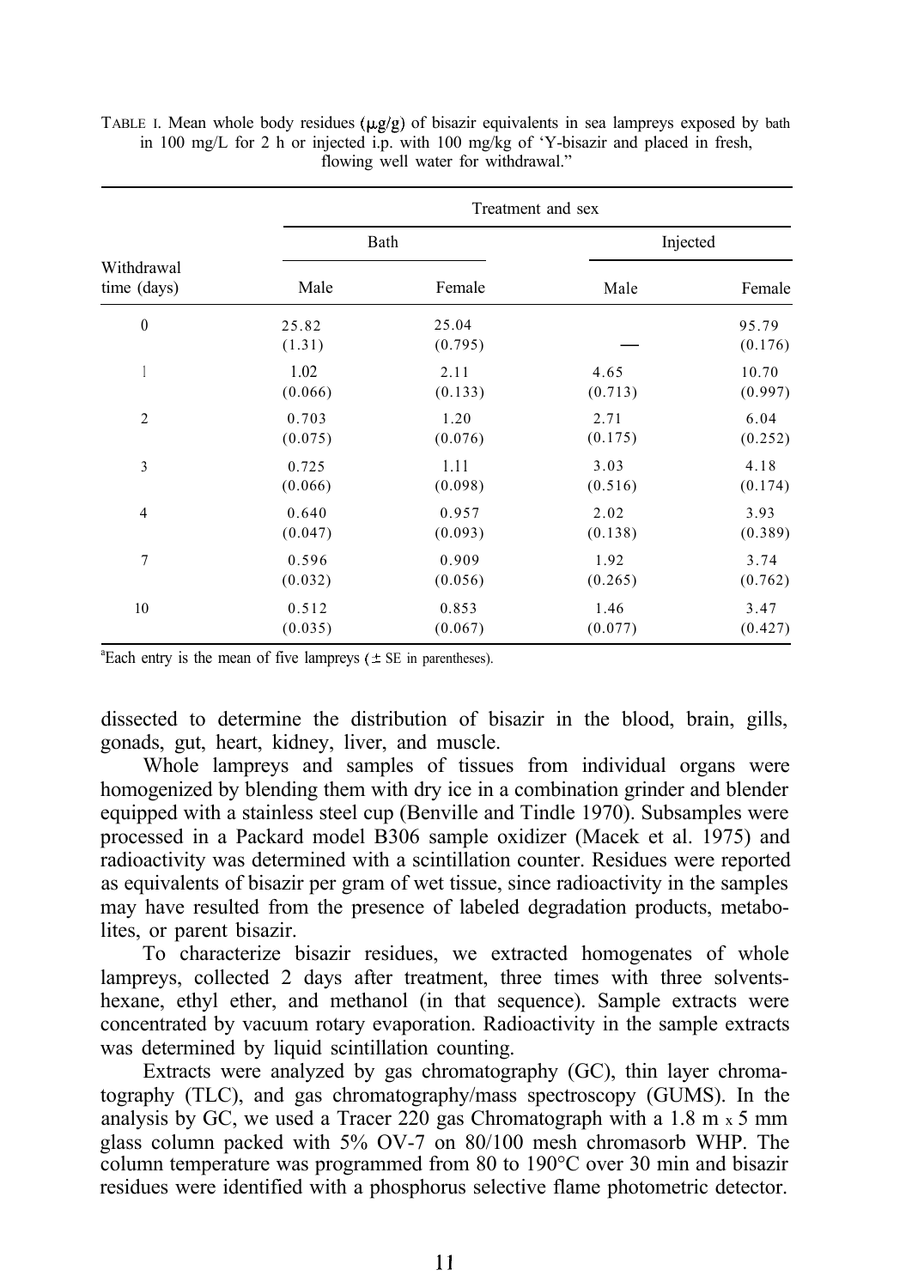TABLE 1. Mean whole body residues (μg/g) of bisazir equivalents in sea lampreys exposed by bath in 100 mg/L for 2 h or injected i.p. with 100 mg/kg of 'Y-bisazir and placed in fresh, flowing well water for withdrawal."

| Withdrawal time (days) | Treatment and sex | | | |
|---|---|---|---|---|
| | Bath | | Injected | |
| | Male | Female | Male | Female |
| 0 | 25.82 (1.31) | 25.04 (0.795) | — | 95.79 (0.176) |
| 1 | 1.02 (0.066) | 2.11 (0.133) | 4.65 (0.713) | 10.70 (0.997) |
| 2 | 0.703 (0.075) | 1.20 (0.076) | 2.71 (0.175) | 6.04 (0.252) |
| 3 | 0.725 (0.066) | 1.11 (0.098) | 3.03 (0.516) | 4.18 (0.174) |
| 4 | 0.640 (0.047) | 0.957 (0.093) | 2.02 (0.138) | 3.93 (0.389) |
| 7 | 0.596 (0.032) | 0.909 (0.056) | 1.92 (0.265) | 3.74 (0.762) |
| 10 | 0.512 (0.035) | 0.853 (0.067) | 1.46 (0.077) | 3.47 (0.427) |

[a]Each entry is the mean of five lampreys (± SE in parentheses).

dissected to determine the distribution of bisazir in the blood, brain, gills, gonads, gut, heart, kidney, liver, and muscle.

Whole lampreys and samples of tissues from individual organs were homogenized by blending them with dry ice in a combination grinder and blender equipped with a stainless steel cup (Benville and Tindle 1970). Subsamples were processed in a Packard model B306 sample oxidizer (Macek et al. 1975) and radioactivity was determined with a scintillation counter. Residues were reported as equivalents of bisazir per gram of wet tissue, since radioactivity in the samples may have resulted from the presence of labeled degradation products, metabolites, or parent bisazir.

To characterize bisazir residues, we extracted homogenates of whole lampreys, collected 2 days after treatment, three times with three solvents-hexane, ethyl ether, and methanol (in that sequence). Sample extracts were concentrated by vacuum rotary evaporation. Radioactivity in the sample extracts was determined by liquid scintillation counting.

Extracts were analyzed by gas chromatography (GC), thin layer chromatography (TLC), and gas chromatography/mass spectroscopy (GUMS). In the analysis by GC, we used a Tracer 220 gas Chromatograph with a 1.8 m x 5 mm glass column packed with 5% OV-7 on 80/100 mesh chromasorb WHP. The column temperature was programmed from 80 to 190°C over 30 min and bisazir residues were identified with a phosphorus selective flame photometric detector.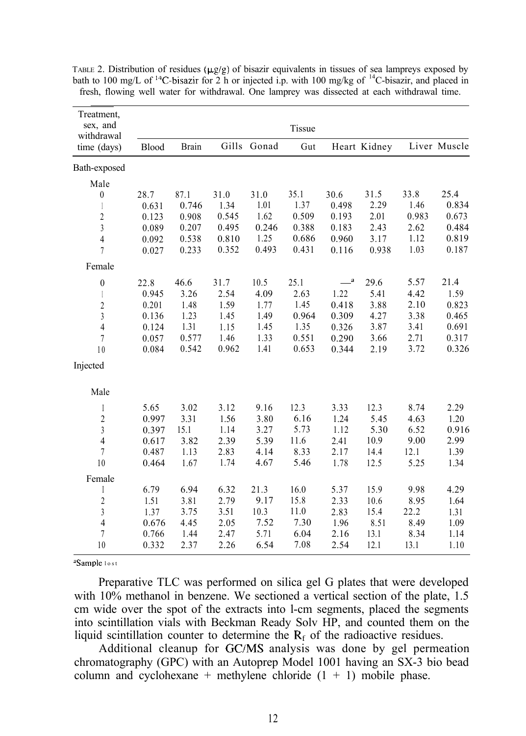Table 2. Distribution of residues (μg/g) of bisazir equivalents in tissues of sea lampreys exposed by bath to 100 mg/L of $^{14}C$-bisazir for 2 h or injected i.p. with 100 mg/kg of $^{14}C$-bisazir, and placed in fresh, flowing well water for withdrawal. One lamprey was dissected at each withdrawal time.

| Treatment, sex, and withdrawal time (days) | Tissue | | | | | | | | |
|---|---|---|---|---|---|---|---|---|---|
| | Blood | Brain | Gills | Gonad | Gut | Heart | Kidney | Liver | Muscle |
| **Bath-exposed** | | | | | | | | | |
| Male | | | | | | | | | |
| 0 | 28.7 | 87.1 | 31.0 | 31.0 | 35.1 | 30.6 | 31.5 | 33.8 | 25.4 |
| 1 | 0.631 | 0.746 | 1.34 | 1.01 | 1.37 | 0.498 | 2.29 | 1.46 | 0.834 |
| 2 | 0.123 | 0.908 | 0.545 | 1.62 | 0.509 | 0.193 | 2.01 | 0.983 | 0.673 |
| 3 | 0.089 | 0.207 | 0.495 | 0.246 | 0.388 | 0.183 | 2.43 | 2.62 | 0.484 |
| 4 | 0.092 | 0.538 | 0.810 | 1.25 | 0.686 | 0.960 | 3.17 | 1.12 | 0.819 |
| 7 | 0.027 | 0.233 | 0.352 | 0.493 | 0.431 | 0.116 | 0.938 | 1.03 | 0.187 |
| Female | | | | | | | | | |
| 0 | 22.8 | 46.6 | 31.7 | 10.5 | 25.1 | —[a] | 29.6 | 5.57 | 21.4 |
| 1 | 0.945 | 3.26 | 2.54 | 4.09 | 2.63 | 1.22 | 5.41 | 4.42 | 1.59 |
| 2 | 0.201 | 1.48 | 1.59 | 1.77 | 1.45 | 0.418 | 3.88 | 2.10 | 0.823 |
| 3 | 0.136 | 1.23 | 1.45 | 1.49 | 0.964 | 0.309 | 4.27 | 3.38 | 0.465 |
| 4 | 0.124 | 1.31 | 1.15 | 1.45 | 1.35 | 0.326 | 3.87 | 3.41 | 0.691 |
| 7 | 0.057 | 0.577 | 1.46 | 1.33 | 0.551 | 0.290 | 3.66 | 2.71 | 0.317 |
| 10 | 0.084 | 0.542 | 0.962 | 1.41 | 0.653 | 0.344 | 2.19 | 3.72 | 0.326 |
| **Injected** | | | | | | | | | |
| Male | | | | | | | | | |
| 1 | 5.65 | 3.02 | 3.12 | 9.16 | 12.3 | 3.33 | 12.3 | 8.74 | 2.29 |
| 2 | 0.997 | 3.31 | 1.56 | 3.80 | 6.16 | 1.24 | 5.45 | 4.63 | 1.20 |
| 3 | 0.397 | 15.1 | 1.14 | 3.27 | 5.73 | 1.12 | 5.30 | 6.52 | 0.916 |
| 4 | 0.617 | 3.82 | 2.39 | 5.39 | 11.6 | 2.41 | 10.9 | 9.00 | 2.99 |
| 7 | 0.487 | 1.13 | 2.83 | 4.14 | 8.33 | 2.17 | 14.4 | 12.1 | 1.39 |
| 10 | 0.464 | 1.67 | 1.74 | 4.67 | 5.46 | 1.78 | 12.5 | 5.25 | 1.34 |
| Female | | | | | | | | | |
| 1 | 6.79 | 6.94 | 6.32 | 21.3 | 16.0 | 5.37 | 15.9 | 9.98 | 4.29 |
| 2 | 1.51 | 3.81 | 2.79 | 9.17 | 15.8 | 2.33 | 10.6 | 8.95 | 1.64 |
| 3 | 1.37 | 3.75 | 3.51 | 10.3 | 11.0 | 2.83 | 15.4 | 22.2 | 1.31 |
| 4 | 0.676 | 4.45 | 2.05 | 7.52 | 7.30 | 1.96 | 8.51 | 8.49 | 1.09 |
| 7 | 0.766 | 1.44 | 2.47 | 5.71 | 6.04 | 2.16 | 13.1 | 8.34 | 1.14 |
| 10 | 0.332 | 2.37 | 2.26 | 6.54 | 7.08 | 2.54 | 12.1 | 13.1 | 1.10 |

[a]Sample lost

Preparative TLC was performed on silica gel G plates that were developed with 10% methanol in benzene. We sectioned a vertical section of the plate, 1.5 cm wide over the spot of the extracts into l-cm segments, placed the segments into scintillation vials with Beckman Ready Solv HP, and counted them on the liquid scintillation counter to determine the $R_f$ of the radioactive residues.

Additional cleanup for GC/MS analysis was done by gel permeation chromatography (GPC) with an Autoprep Model 1001 having an SX-3 bio bead column and cyclohexane + methylene chloride (1 + 1) mobile phase.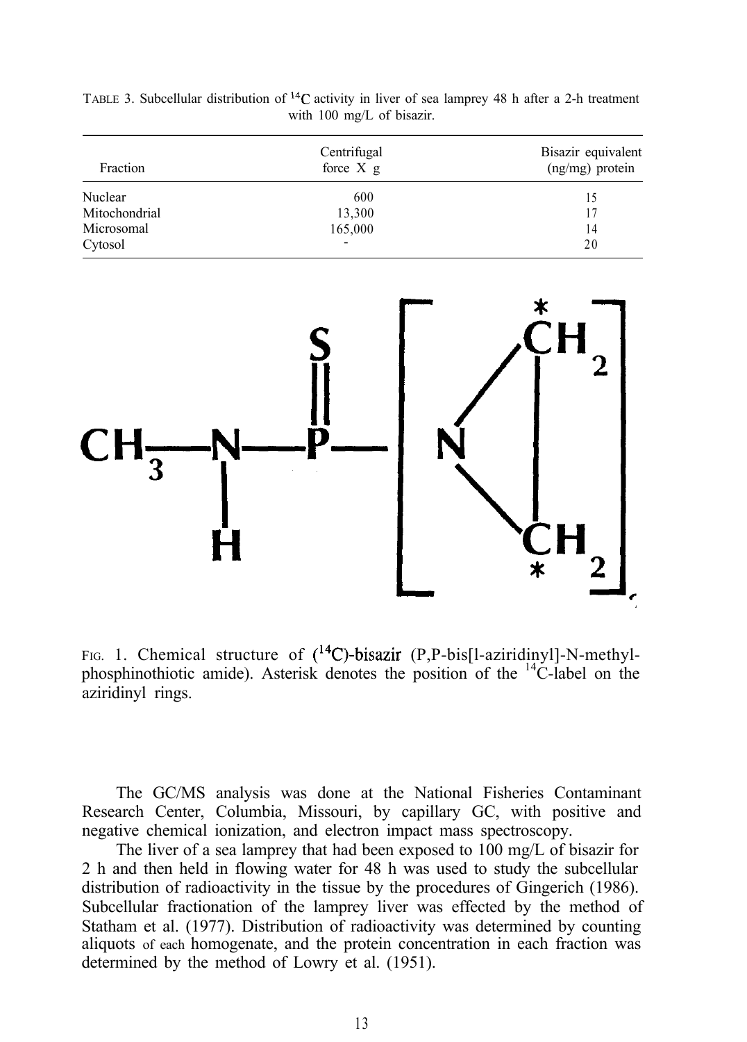TABLE 3. Subcellular distribution of $^{14}C$ activity in liver of sea lamprey 48 h after a 2-h treatment with 100 mg/L of bisazir.

| Fraction | Centrifugal force X g | Bisazir equivalent (ng/mg) protein |
|---|---|---|
| Nuclear | 600 | 15 |
| Mitochondrial | 13,300 | 17 |
| Microsomal | 165,000 | 14 |
| Cytosol | - | 20 |

FIG. 1. Chemical structure of ($^{14}C$)-bisazir (P,P-bis[1-aziridinyl]-N-methyl-phosphinothiotic amide). Asterisk denotes the position of the $^{14}C$-label on the aziridinyl rings.

The GC/MS analysis was done at the National Fisheries Contaminant Research Center, Columbia, Missouri, by capillary GC, with positive and negative chemical ionization, and electron impact mass spectroscopy.

The liver of a sea lamprey that had been exposed to 100 mg/L of bisazir for 2 h and then held in flowing water for 48 h was used to study the subcellular distribution of radioactivity in the tissue by the procedures of Gingerich (1986). Subcellular fractionation of the lamprey liver was effected by the method of Statham et al. (1977). Distribution of radioactivity was determined by counting aliquots of each homogenate, and the protein concentration in each fraction was determined by the method of Lowry et al. (1951).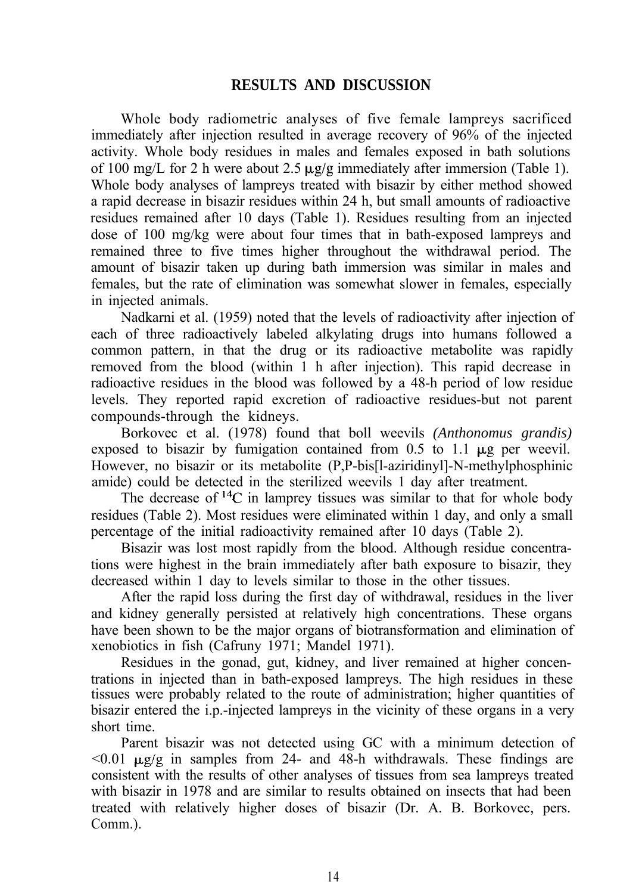## RESULTS AND DISCUSSION

Whole body radiometric analyses of five female lampreys sacrificed immediately after injection resulted in average recovery of 96% of the injected activity. Whole body residues in males and females exposed in bath solutions of 100 mg/L for 2 h were about 2.5 μg/g immediately after immersion (Table 1). Whole body analyses of lampreys treated with bisazir by either method showed a rapid decrease in bisazir residues within 24 h, but small amounts of radioactive residues remained after 10 days (Table 1). Residues resulting from an injected dose of 100 mg/kg were about four times that in bath-exposed lampreys and remained three to five times higher throughout the withdrawal period. The amount of bisazir taken up during bath immersion was similar in males and females, but the rate of elimination was somewhat slower in females, especially in injected animals.

Nadkarni et al. (1959) noted that the levels of radioactivity after injection of each of three radioactively labeled alkylating drugs into humans followed a common pattern, in that the drug or its radioactive metabolite was rapidly removed from the blood (within 1 h after injection). This rapid decrease in radioactive residues in the blood was followed by a 48-h period of low residue levels. They reported rapid excretion of radioactive residues-but not parent compounds-through the kidneys.

Borkovec et al. (1978) found that boll weevils *(Anthonomus grandis)* exposed to bisazir by fumigation contained from 0.5 to 1.1 μg per weevil. However, no bisazir or its metabolite (P,P-bis[l-aziridinyl]-N-methylphosphinic amide) could be detected in the sterilized weevils 1 day after treatment.

The decrease of $^{14}C$ in lamprey tissues was similar to that for whole body residues (Table 2). Most residues were eliminated within 1 day, and only a small percentage of the initial radioactivity remained after 10 days (Table 2).

Bisazir was lost most rapidly from the blood. Although residue concentrations were highest in the brain immediately after bath exposure to bisazir, they decreased within 1 day to levels similar to those in the other tissues.

After the rapid loss during the first day of withdrawal, residues in the liver and kidney generally persisted at relatively high concentrations. These organs have been shown to be the major organs of biotransformation and elimination of xenobiotics in fish (Cafruny 1971; Mandel 1971).

Residues in the gonad, gut, kidney, and liver remained at higher concentrations in injected than in bath-exposed lampreys. The high residues in these tissues were probably related to the route of administration; higher quantities of bisazir entered the i.p.-injected lampreys in the vicinity of these organs in a very short time.

Parent bisazir was not detected using GC with a minimum detection of <0.01 μg/g in samples from 24- and 48-h withdrawals. These findings are consistent with the results of other analyses of tissues from sea lampreys treated with bisazir in 1978 and are similar to results obtained on insects that had been treated with relatively higher doses of bisazir (Dr. A. B. Borkovec, pers. Comm.).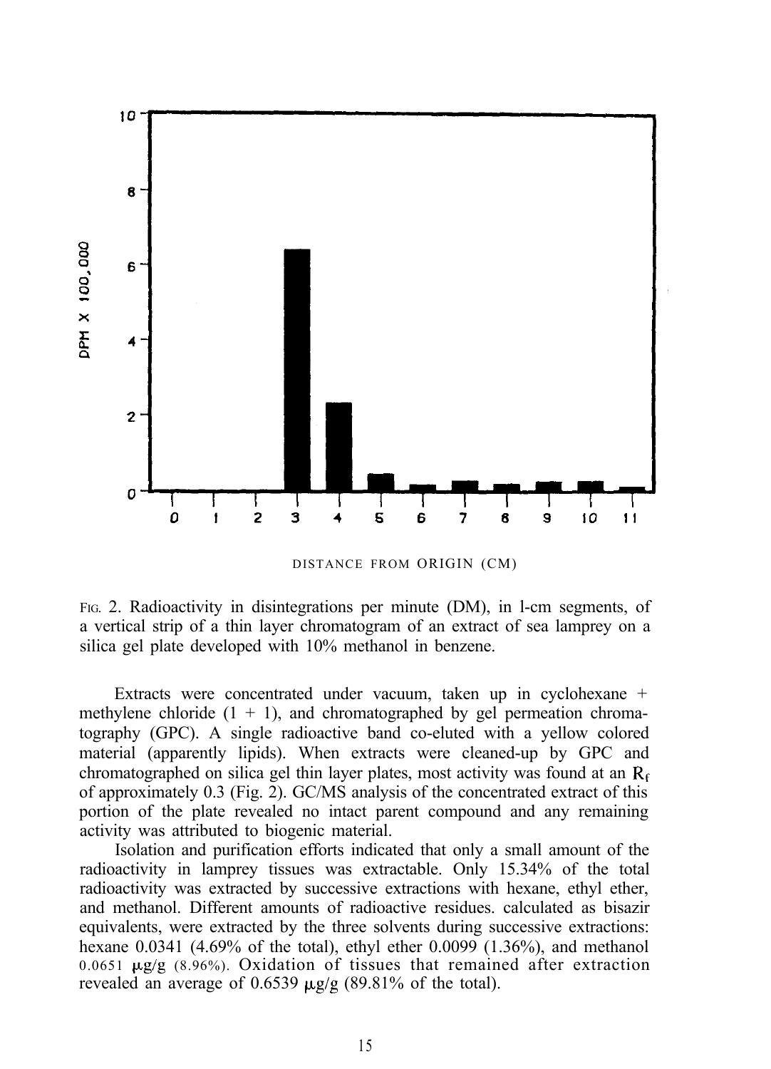FIG. 2. Radioactivity in disintegrations per minute (DM), in l-cm segments, of a vertical strip of a thin layer chromatogram of an extract of sea lamprey on a silica gel plate developed with 10% methanol in benzene.

Extracts were concentrated under vacuum, taken up in cyclohexane + methylene chloride (1 + 1), and chromatographed by gel permeation chromatography (GPC). A single radioactive band co-eluted with a yellow colored material (apparently lipids). When extracts were cleaned-up by GPC and chromatographed on silica gel thin layer plates, most activity was found at an $R_f$ of approximately 0.3 (Fig. 2). GC/MS analysis of the concentrated extract of this portion of the plate revealed no intact parent compound and any remaining activity was attributed to biogenic material.

Isolation and purification efforts indicated that only a small amount of the radioactivity in lamprey tissues was extractable. Only 15.34% of the total radioactivity was extracted by successive extractions with hexane, ethyl ether, and methanol. Different amounts of radioactive residues. calculated as bisazir equivalents, were extracted by the three solvents during successive extractions: hexane 0.0341 (4.69% of the total), ethyl ether 0.0099 (1.36%), and methanol 0.0651 μg/g (8.96%). Oxidation of tissues that remained after extraction revealed an average of 0.6539 μg/g (89.81% of the total).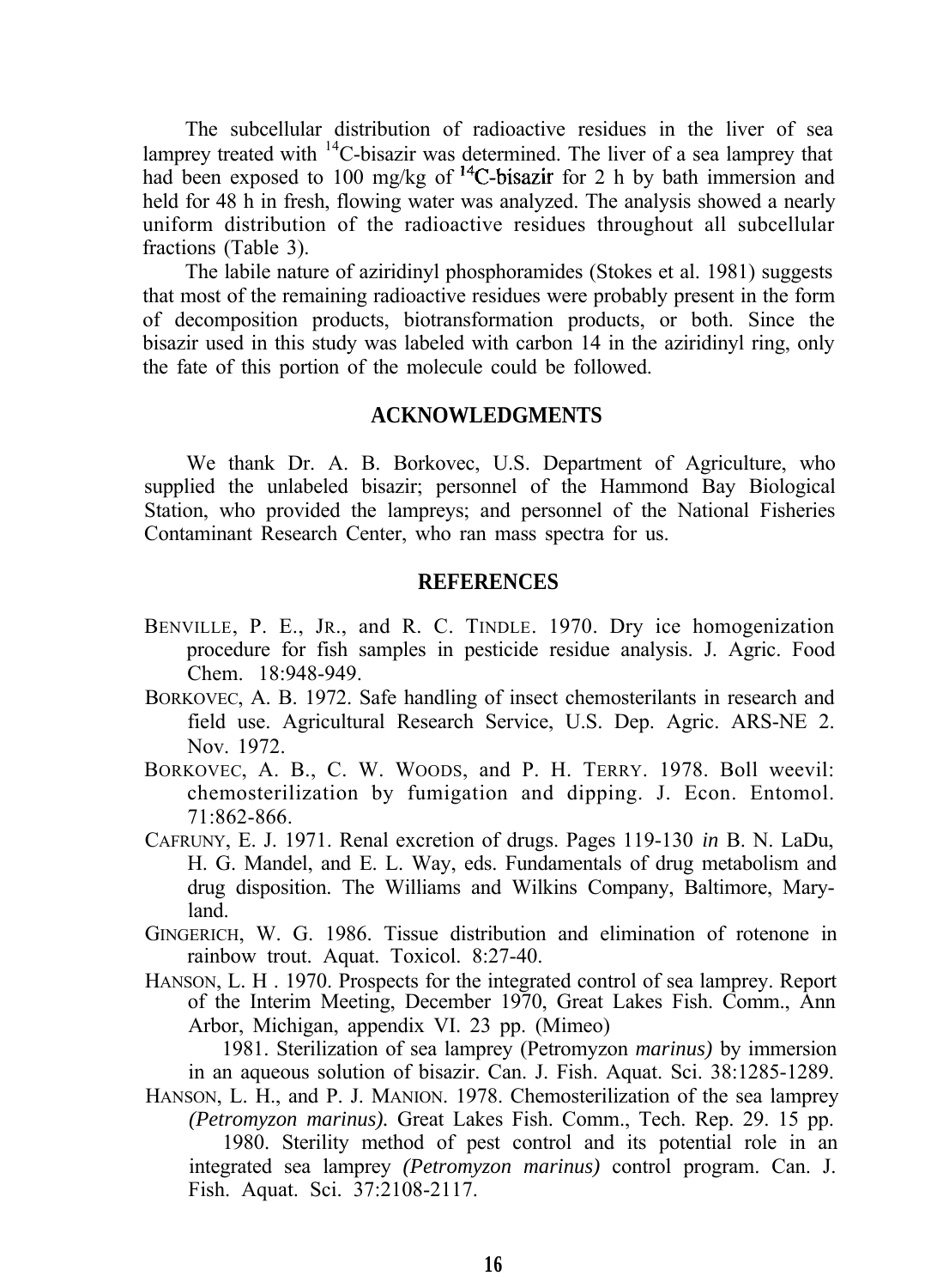The subcellular distribution of radioactive residues in the liver of sea lamprey treated with $^{14}C$-bisazir was determined. The liver of a sea lamprey that had been exposed to 100 mg/kg of $^{14}C$-bisazir for 2 h by bath immersion and held for 48 h in fresh, flowing water was analyzed. The analysis showed a nearly uniform distribution of the radioactive residues throughout all subcellular fractions (Table 3).

The labile nature of aziridinyl phosphoramides (Stokes et al. 1981) suggests that most of the remaining radioactive residues were probably present in the form of decomposition products, biotransformation products, or both. Since the bisazir used in this study was labeled with carbon 14 in the aziridinyl ring, only the fate of this portion of the molecule could be followed.

## ACKNOWLEDGMENTS

We thank Dr. A. B. Borkovec, U.S. Department of Agriculture, who supplied the unlabeled bisazir; personnel of the Hammond Bay Biological Station, who provided the lampreys; and personnel of the National Fisheries Contaminant Research Center, who ran mass spectra for us.

## REFERENCES

BENVILLE, P. E., JR., and R. C. TINDLE. 1970. Dry ice homogenization procedure for fish samples in pesticide residue analysis. J. Agric. Food Chem. 18:948-949.

BORKOVEC, A. B. 1972. Safe handling of insect chemosterilants in research and field use. Agricultural Research Service, U.S. Dep. Agric. ARS-NE 2. Nov. 1972.

BORKOVEC, A. B., C. W. WOODS, and P. H. TERRY. 1978. Boll weevil: chemosterilization by fumigation and dipping. J. Econ. Entomol. 71:862-866.

CAFRUNY, E. J. 1971. Renal excretion of drugs. Pages 119-130 *in* B. N. LaDu, H. G. Mandel, and E. L. Way, eds. Fundamentals of drug metabolism and drug disposition. The Williams and Wilkins Company, Baltimore, Maryland.

GINGERICH, W. G. 1986. Tissue distribution and elimination of rotenone in rainbow trout. Aquat. Toxicol. 8:27-40.

HANSON, L. H . 1970. Prospects for the integrated control of sea lamprey. Report of the Interim Meeting, December 1970, Great Lakes Fish. Comm., Ann Arbor, Michigan, appendix VI. 23 pp. (Mimeo)

1981. Sterilization of sea lamprey (Petromyzon *marinus)* by immersion in an aqueous solution of bisazir. Can. J. Fish. Aquat. Sci. 38:1285-1289.

HANSON, L. H., and P. J. MANION. 1978. Chemosterilization of the sea lamprey *(Petromyzon marinus).* Great Lakes Fish. Comm., Tech. Rep. 29. 15 pp.

1980. Sterility method of pest control and its potential role in an integrated sea lamprey *(Petromyzon marinus)* control program. Can. J. Fish. Aquat. Sci. 37:2108-2117.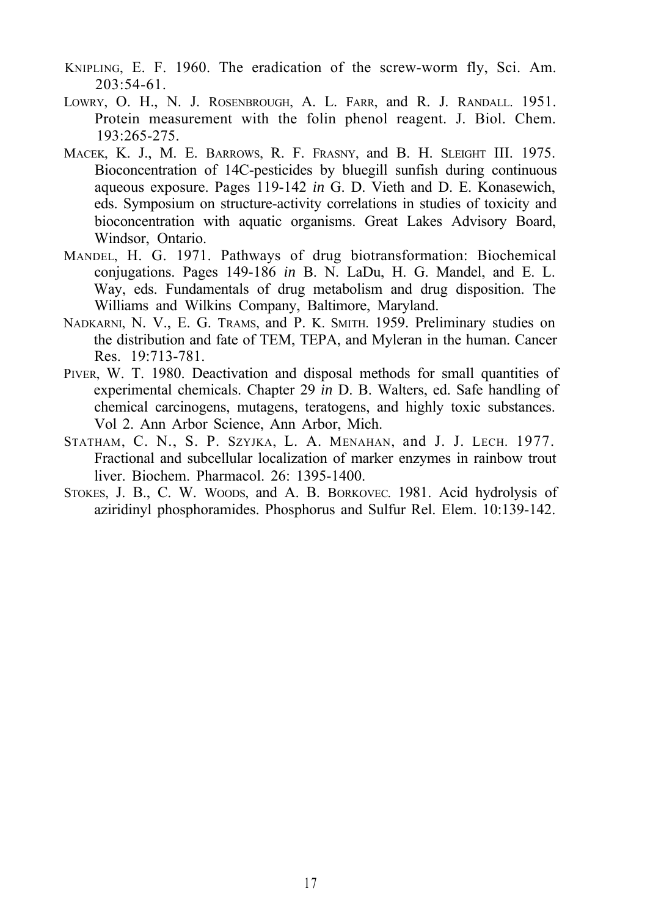KNIPLING, E. F. 1960. The eradication of the screw-worm fly, Sci. Am. 203:54-61.

LOWRY, O. H., N. J. ROSENBROUGH, A. L. FARR, and R. J. RANDALL. 1951. Protein measurement with the folin phenol reagent. J. Biol. Chem. 193:265-275.

MACEK, K. J., M. E. BARROWS, R. F. FRASNY, and B. H. SLEIGHT III. 1975. Bioconcentration of 14C-pesticides by bluegill sunfish during continuous aqueous exposure. Pages 119-142 *in* G. D. Vieth and D. E. Konasewich, eds. Symposium on structure-activity correlations in studies of toxicity and bioconcentration with aquatic organisms. Great Lakes Advisory Board, Windsor, Ontario.

MANDEL, H. G. 1971. Pathways of drug biotransformation: Biochemical conjugations. Pages 149-186 *in* B. N. LaDu, H. G. Mandel, and E. L. Way, eds. Fundamentals of drug metabolism and drug disposition. The Williams and Wilkins Company, Baltimore, Maryland.

NADKARNI, N. V., E. G. TRAMS, and P. K. SMITH. 1959. Preliminary studies on the distribution and fate of TEM, TEPA, and Myleran in the human. Cancer Res. 19:713-781.

PIVER, W. T. 1980. Deactivation and disposal methods for small quantities of experimental chemicals. Chapter 29 *in* D. B. Walters, ed. Safe handling of chemical carcinogens, mutagens, teratogens, and highly toxic substances. Vol 2. Ann Arbor Science, Ann Arbor, Mich.

STATHAM, C. N., S. P. SZYJKA, L. A. MENAHAN, and J. J. LECH. 1977. Fractional and subcellular localization of marker enzymes in rainbow trout liver. Biochem. Pharmacol. 26: 1395-1400.

STOKES, J. B., C. W. WOODS, and A. B. BORKOVEC. 1981. Acid hydrolysis of aziridinyl phosphoramides. Phosphorus and Sulfur Rel. Elem. 10:139-142.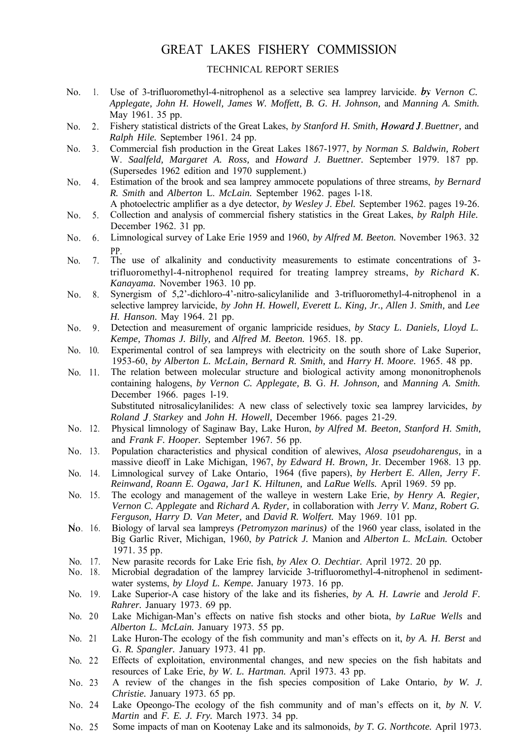# GREAT LAKES FISHERY COMMISSION

## TECHNICAL REPORT SERIES

No. 1. Use of 3-trifluoromethyl-4-nitrophenol as a selective sea lamprey larvicide. *by Vernon C. Applegate, John H. Howell, James W. Moffett, B. G. H. Johnson,* and *Manning A. Smith.* May 1961. 35 pp.

No. 2. Fishery statistical districts of the Great Lakes, *by Stanford H. Smith, Howard J. Buettner,* and *Ralph Hile.* September 1961. 24 pp.

No. 3. Commercial fish production in the Great Lakes 1867-1977, *by Norman S. Baldwin, Robert W. Saalfeld, Margaret A. Ross,* and *Howard J. Buettner.* September 1979. 187 pp. (Supersedes 1962 edition and 1970 supplement.)

No. 4. Estimation of the brook and sea lamprey ammocete populations of three streams, *by Bernard R. Smith* and *Alberton L. McLain.* September 1962. pages l-18.
A photoelectric amplifier as a dye detector, *by Wesley J. Ebel.* September 1962. pages 19-26.

No. 5. Collection and analysis of commercial fishery statistics in the Great Lakes, *by Ralph Hile.* December 1962. 31 pp.

No. 6. Limnological survey of Lake Erie 1959 and 1960, *by Alfred M. Beeton.* November 1963. 32 pp.

No. 7. The use of alkalinity and conductivity measurements to estimate concentrations of 3-trifluoromethyl-4-nitrophenol required for treating lamprey streams, *by Richard K. Kanayama.* November 1963. 10 pp.

No. 8. Synergism of 5,2'-dichloro-4'-nitro-salicylanilide and 3-trifluoromethyl-4-nitrophenol in a selective lamprey larvicide, *by John H. Howell, Everett L. King, Jr., Allen J. Smith,* and *Lee H. Hanson.* May 1964. 21 pp.

No. 9. Detection and measurement of organic lampricide residues, *by Stacy L. Daniels, Lloyd L. Kempe, Thomas J. Billy,* and *Alfred M. Beeton.* 1965. 18. pp.

No. 10. Experimental control of sea lampreys with electricity on the south shore of Lake Superior, 1953-60, *by Alberton L. McLain, Bernard R. Smith,* and *Harry H. Moore.* 1965. 48 pp.

No. 11. The relation between molecular structure and biological activity among mononitrophenols containing halogens, *by Vernon C. Applegate, B. G. H. Johnson,* and *Manning A. Smith.* December 1966. pages l-19.
Substituted nitrosalicylanilides: A new class of selectively toxic sea lamprey larvicides, *by Roland J. Starkey* and *John H. Howell,* December 1966. pages 21-29.

No. 12. Physical limnology of Saginaw Bay, Lake Huron, *by Alfred M. Beeton, Stanford H. Smith,* and *Frank F. Hooper.* September 1967. 56 pp.

No. 13. Population characteristics and physical condition of alewives, *Alosa pseudoharengus,* in a massive dieoff in Lake Michigan, 1967, *by Edward H. Brown,* Jr. December 1968. 13 pp.

No. 14. Limnological survey of Lake Ontario, 1964 (five papers), *by Herbert E. Allen, Jerry F. Reinwand, Roann E. Ogawa, Jarl K. Hiltunen,* and *LaRue Wells.* April 1969. 59 pp.

No. 15. The ecology and management of the walleye in western Lake Erie, *by Henry A. Regier, Vernon C. Applegate* and *Richard A. Ryder,* in collaboration with *Jerry V. Manz, Robert G. Ferguson, Harry D. Van Meter,* and *David R. Wolfert.* May 1969. 101 pp.

No. 16. Biology of larval sea lampreys *(Petromyzon marinus)* of the 1960 year class, isolated in the Big Garlic River, Michigan, 1960, *by Patrick J.* Manion and *Alberton L. McLain.* October 1971. 35 pp.

No. 17. New parasite records for Lake Erie fish, *by Alex O. Dechtiar.* April 1972. 20 pp.

No. 18. Microbial degradation of the lamprey larvicide 3-trifluoromethyl-4-nitrophenol in sediment-water systems, *by Lloyd L. Kempe.* January 1973. 16 pp.

No. 19. Lake Superior-A case history of the lake and its fisheries, *by A. H. Lawrie* and *Jerold F. Rahrer.* January 1973. 69 pp.

No. 20 Lake Michigan-Man's effects on native fish stocks and other biota, *by LaRue Wells* and *Alberton L. McLain.* January 1973. 55 pp.

No. 21 Lake Huron-The ecology of the fish community and man's effects on it, *by A. H. Berst* and *G. R. Spangler.* January 1973. 41 pp.

No. 22 Effects of exploitation, environmental changes, and new species on the fish habitats and resources of Lake Erie, *by W. L. Hartman.* April 1973. 43 pp.

No. 23 A review of the changes in the fish species composition of Lake Ontario, *by W. J. Christie.* January 1973. 65 pp.

No. 24 Lake Opeongo-The ecology of the fish community and of man's effects on it, *by N. V. Martin* and *F. E. J. Fry.* March 1973. 34 pp.

No. 25 Some impacts of man on Kootenay Lake and its salmonoids, *by T. G. Northcote.* April 1973.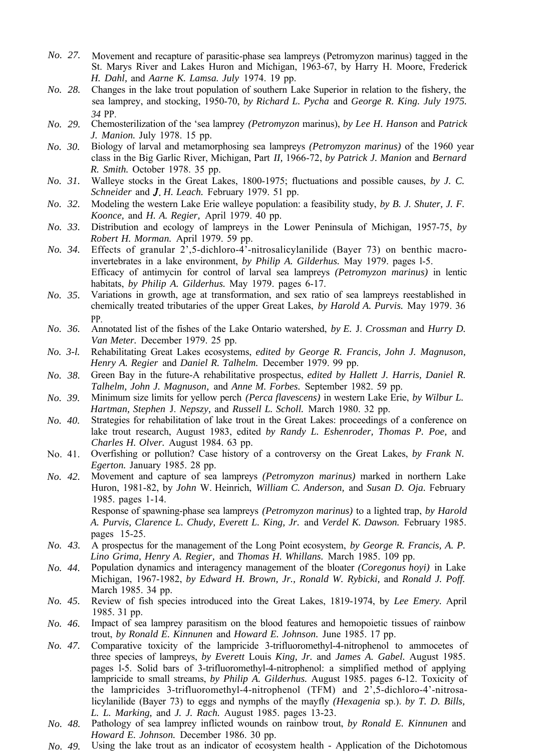No. 27. Movement and recapture of parasitic-phase sea lampreys (Petromyzon marinus) tagged in the St. Marys River and Lakes Huron and Michigan, 1963-67, by Harry H. Moore, Frederick *H. Dahl,* and *Aarne K. Lamsa. July* 1974. 19 pp.

No. 28. Changes in the lake trout population of southern Lake Superior in relation to the fishery, the sea lamprey, and stocking, 1950-70, *by Richard L. Pycha* and *George R. King. July 1975. 34* PP.

No. 29. Chemosterilization of the 'sea lamprey *(Petromyzon* marinus), *by Lee H. Hanson* and *Patrick J. Manion.* July 1978. 15 pp.

No. 30. Biology of larval and metamorphosing sea lampreys *(Petromyzon marinus)* of the 1960 year class in the Big Garlic River, Michigan, Part *II,* 1966-72, *by Patrick J. Manion* and *Bernard R. Smith.* October 1978. 35 pp.

No. 31. Walleye stocks in the Great Lakes, 1800-1975; fluctuations and possible causes, *by J. C. Schneider* and *J. H. Leach.* February 1979. 51 pp.

No. 32. Modeling the western Lake Erie walleye population: a feasibility study, *by B. J. Shuter, J. F. Koonce,* and *H. A. Regier,* April 1979. 40 pp.

No. 33. Distribution and ecology of lampreys in the Lower Peninsula of Michigan, 1957-75, *by Robert H. Morman.* April 1979. 59 pp.

No. 34. Effects of granular 2',5-dichloro-4'-nitrosalicylanilide (Bayer 73) on benthic macroinvertebrates in a lake environment, *by Philip A. Gilderhus.* May 1979. pages l-5.
Efficacy of antimycin for control of larval sea lampreys *(Petromyzon marinus)* in lentic habitats, *by Philip A. Gilderhus.* May 1979. pages 6-17.

No. 35. Variations in growth, age at transformation, and sex ratio of sea lampreys reestablished in chemically treated tributaries of the upper Great Lakes, *by Harold A. Purvis.* May 1979. 36 PP.

No. 36. Annotated list of the fishes of the Lake Ontario watershed, *by E.* J. *Crossman* and *Hurry D. Van Meter.* December 1979. 25 pp.

No. 3-l. Rehabilitating Great Lakes ecosystems, *edited by George R. Francis, John J. Magnuson, Henry A. Regier* and *Daniel R. Talhelm.* December 1979. 99 pp.

No. 38. Green Bay in the future-A rehabilitative prospectus, *edited by Hallett J. Harris, Daniel R. Talhelm, John J. Magnuson,* and *Anne M. Forbes.* September 1982. 59 pp.

No. 39. Minimum size limits for yellow perch *(Perca flavescens)* in western Lake Erie, *by Wilbur L. Hartman, Stephen* J. *Nepszy,* and *Russell L. Scholl.* March 1980. 32 pp.

No. 40. Strategies for rehabilitation of lake trout in the Great Lakes: proceedings of a conference on lake trout research, August 1983, edited *by Randy L. Eshenroder, Thomas P. Poe,* and *Charles H. Olver.* August 1984. 63 pp.

No. 41. Overfishing or pollution? Case history of a controversy on the Great Lakes, *by Frank N. Egerton.* January 1985. 28 pp.

No. 42. Movement and capture of sea lampreys *(Petromyzon marinus)* marked in northern Lake Huron, 1981-82, by *John* W. Heinrich, *William C. Anderson,* and *Susan D. Oja.* February 1985. pages 1-14.
Response of spawning-phase sea lampreys *(Petromyzon marinus)* to a lighted trap, *by Harold A. Purvis, Clarence L. Chudy, Everett L. King, Jr.* and *Verdel K. Dawson.* February 1985. pages 15-25.

No. 43. A prospectus for the management of the Long Point ecosystem, *by George R. Francis, A. P. Lino Grima, Henry A. Regier,* and *Thomas H. Whillans.* March 1985. 109 pp.

No. 44. Population dynamics and interagency management of the bloater *(Coregonus hoyi)* in Lake Michigan, 1967-1982, *by Edward H. Brown, Jr., Ronald W. Rybicki,* and *Ronald J. Poff.* March 1985. 34 pp.

No. 45. Review of fish species introduced into the Great Lakes, 1819-1974, by *Lee Emery.* April 1985. 31 pp.

No. 46. Impact of sea lamprey parasitism on the blood features and hemopoietic tissues of rainbow trout, *by Ronald E. Kinnunen* and *Howard E. Johnson.* June 1985. 17 pp.

No. 47. Comparative toxicity of the lampricide 3-trifluoromethyl-4-nitrophenol to ammocetes of three species of lampreys, *by Everett* Louis *King, Jr.* and *James A. Gabel.* August 1985. pages l-5. Solid bars of 3-trifluoromethyl-4-nitrophenol: a simplified method of applying lampricide to small streams, *by Philip A. Gilderhus.* August 1985. pages 6-12. Toxicity of the lampricides 3-trifluoromethyl-4-nitrophenol (TFM) and 2',5-dichloro-4'-nitrosalicylanilide (Bayer 73) to eggs and nymphs of the mayfly *(Hexagenia* sp.). *by T. D. Bills, L. L. Marking,* and *J. J. Rach.* August 1985. pages 13-23.

No. 48. Pathology of sea lamprey inflicted wounds on rainbow trout, *by Ronald E. Kinnunen* and *Howard E. Johnson.* December 1986. 30 pp.

No. 49. Using the lake trout as an indicator of ecosystem health - Application of the Dichotomous